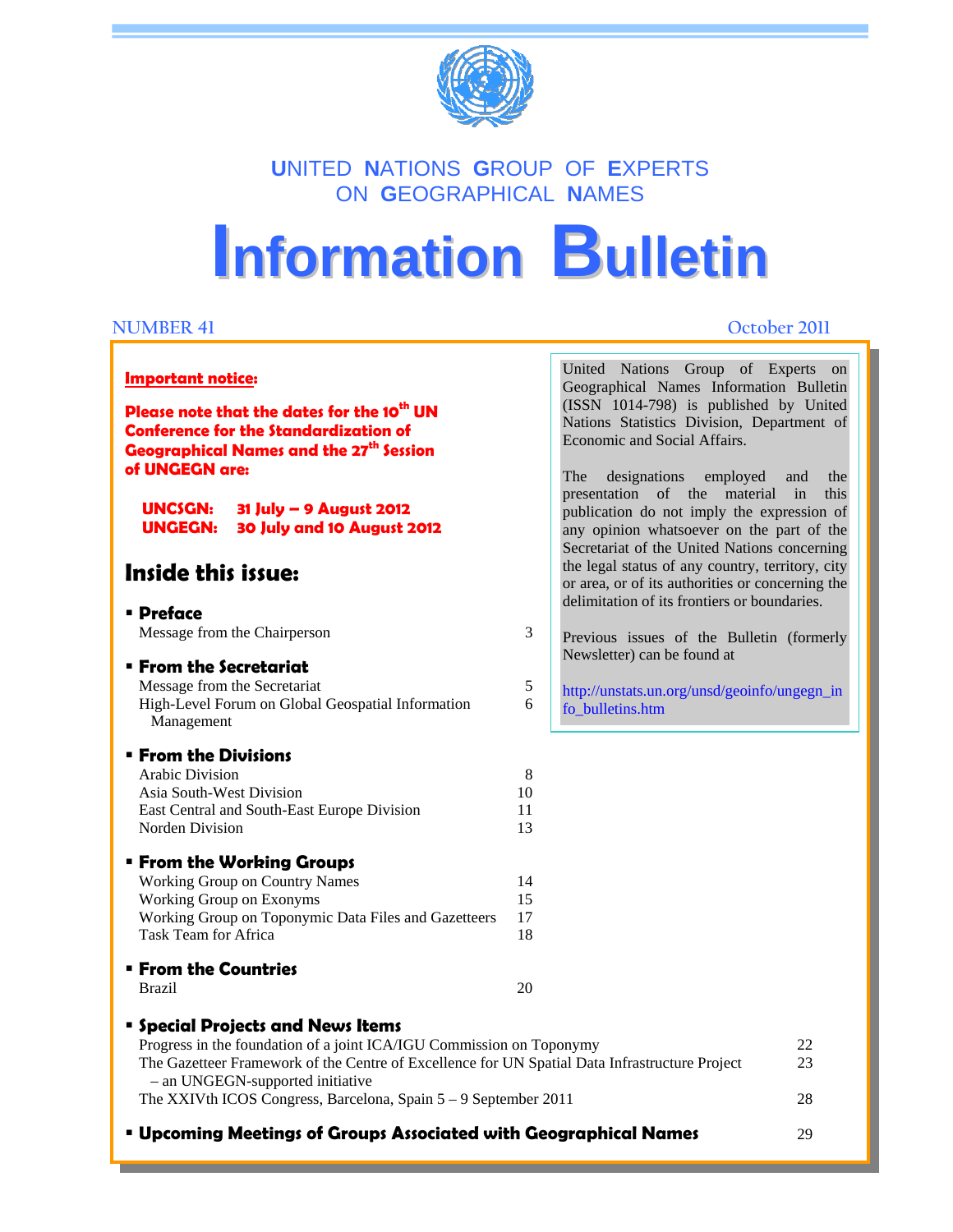# UNITED NATIONS GROUP OF EXPERTS ON GEOGRAPHICAL NAMES

# Information Bulletin

NUMBER 41 October 2011

**Important notice:**

**Please note that the dates for the 10th UN Conference for the Standardization of Geographical Names and the 27th Session of UNGEGN are:**

**UNCSGN: 31 July – 9 August 2012**
**UNGEGN: 30 July and 10 August 2012**

United Nations Group of Experts on Geographical Names Information Bulletin (ISSN 1014-798) is published by United Nations Statistics Division, Department of Economic and Social Affairs.

The designations employed and the presentation of the material in this publication do not imply the expression of any opinion whatsoever on the part of the Secretariat of the United Nations concerning the legal status of any country, territory, city or area, or of its authorities or concerning the delimitation of its frontiers or boundaries.

Previous issues of the Bulletin (formerly Newsletter) can be found at

http://unstats.un.org/unsd/geoinfo/ungegn_info_bulletins.htm

## Inside this issue:

- **Preface**
  - Message from the Chairperson — 3
- **From the Secretariat**
  - Message from the Secretariat — 5
  - High-Level Forum on Global Geospatial Information Management — 6
- **From the Divisions**
  - Arabic Division — 8
  - Asia South-West Division — 10
  - East Central and South-East Europe Division — 11
  - Norden Division — 13
- **From the Working Groups**
  - Working Group on Country Names — 14
  - Working Group on Exonyms — 15
  - Working Group on Toponymic Data Files and Gazetteers — 17
  - Task Team for Africa — 18
- **From the Countries**
  - Brazil — 20
- **Special Projects and News Items**
  - Progress in the foundation of a joint ICA/IGU Commission on Toponymy — 22
  - The Gazetteer Framework of the Centre of Excellence for UN Spatial Data Infrastructure Project – an UNGEGN-supported initiative — 23
  - The XXIVth ICOS Congress, Barcelona, Spain 5 – 9 September 2011 — 28
- **Upcoming Meetings of Groups Associated with Geographical Names** — 29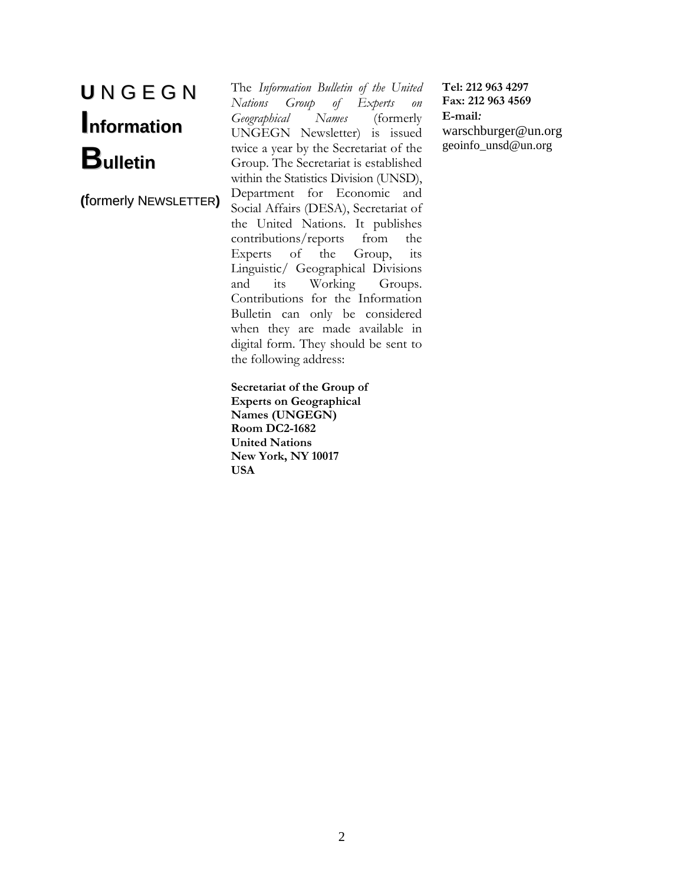# UNGEGN Information Bulletin

**(formerly NEWSLETTER)**

The *Information Bulletin of the United Nations Group of Experts on Geographical Names* (formerly UNGEGN Newsletter) is issued twice a year by the Secretariat of the Group. The Secretariat is established within the Statistics Division (UNSD), Department for Economic and Social Affairs (DESA), Secretariat of the United Nations. It publishes contributions/reports from the Experts of the Group, its Linguistic/ Geographical Divisions and its Working Groups. Contributions for the Information Bulletin can only be considered when they are made available in digital form. They should be sent to the following address:

**Secretariat of the Group of Experts on Geographical Names (UNGEGN)**
**Room DC2-1682**
**United Nations**
**New York, NY 10017**
**USA**

**Tel: 212 963 4297**
**Fax: 212 963 4569**
**E-mail:**
warschburger@un.org
geoinfo_unsd@un.org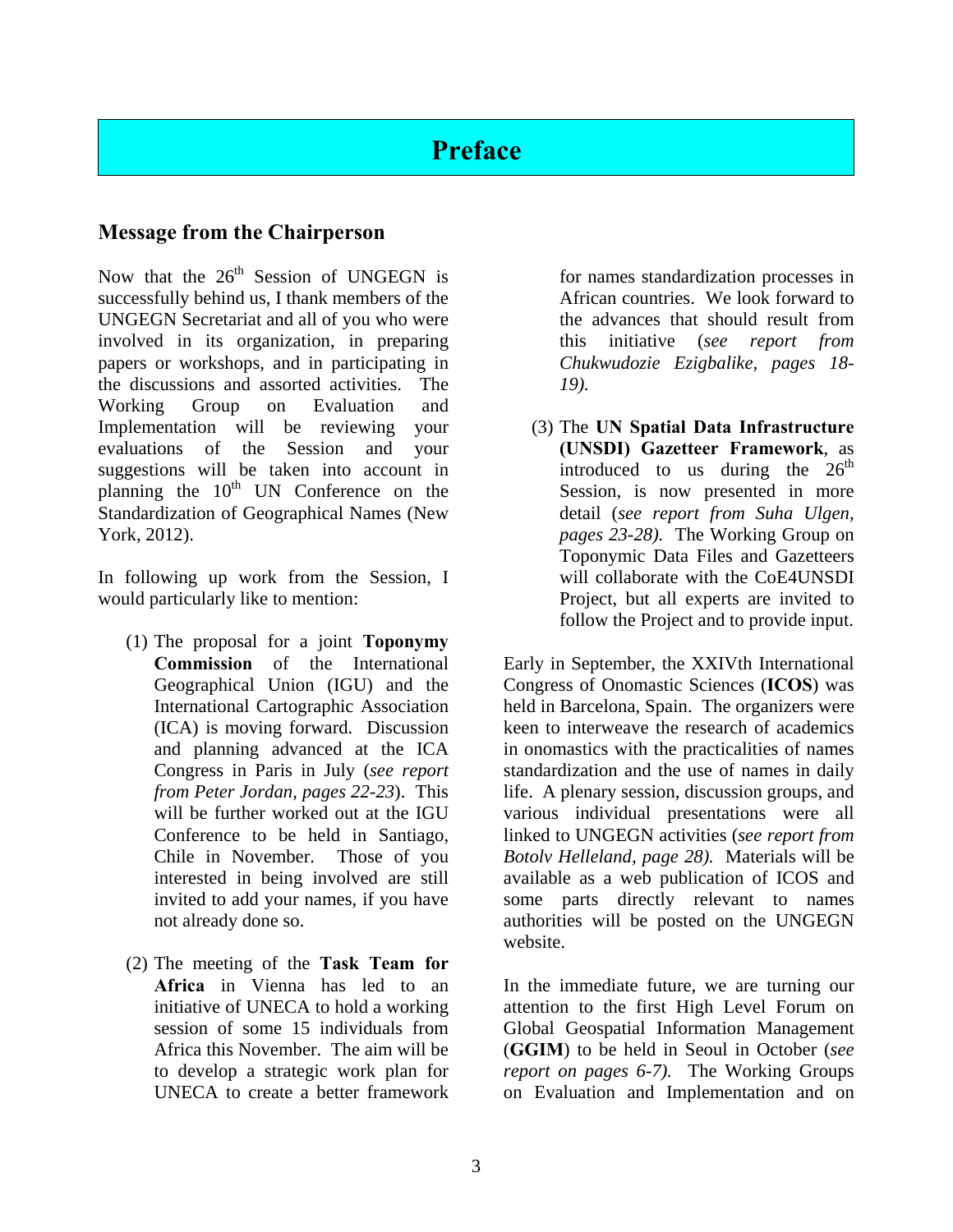# Preface

## Message from the Chairperson

Now that the 26th Session of UNGEGN is successfully behind us, I thank members of the UNGEGN Secretariat and all of you who were involved in its organization, in preparing papers or workshops, and in participating in the discussions and assorted activities. The Working Group on Evaluation and Implementation will be reviewing your evaluations of the Session and your suggestions will be taken into account in planning the 10th UN Conference on the Standardization of Geographical Names (New York, 2012).

In following up work from the Session, I would particularly like to mention:

(1) The proposal for a joint **Toponymy Commission** of the International Geographical Union (IGU) and the International Cartographic Association (ICA) is moving forward. Discussion and planning advanced at the ICA Congress in Paris in July (*see report from Peter Jordan, pages 22-23*). This will be further worked out at the IGU Conference to be held in Santiago, Chile in November. Those of you interested in being involved are still invited to add your names, if you have not already done so.

(2) The meeting of the **Task Team for Africa** in Vienna has led to an initiative of UNECA to hold a working session of some 15 individuals from Africa this November. The aim will be to develop a strategic work plan for UNECA to create a better framework for names standardization processes in African countries. We look forward to the advances that should result from this initiative (*see report from Chukwudozie Ezigbalike, pages 18-19).*

(3) The **UN Spatial Data Infrastructure (UNSDI) Gazetteer Framework**, as introduced to us during the 26th Session, is now presented in more detail (*see report from Suha Ulgen, pages 23-28).* The Working Group on Toponymic Data Files and Gazetteers will collaborate with the CoE4UNSDI Project, but all experts are invited to follow the Project and to provide input.

Early in September, the XXIVth International Congress of Onomastic Sciences (**ICOS**) was held in Barcelona, Spain. The organizers were keen to interweave the research of academics in onomastics with the practicalities of names standardization and the use of names in daily life. A plenary session, discussion groups, and various individual presentations were all linked to UNGEGN activities (*see report from Botolv Helleland, page 28).* Materials will be available as a web publication of ICOS and some parts directly relevant to names authorities will be posted on the UNGEGN website.

In the immediate future, we are turning our attention to the first High Level Forum on Global Geospatial Information Management (**GGIM**) to be held in Seoul in October (*see report on pages 6-7).* The Working Groups on Evaluation and Implementation and on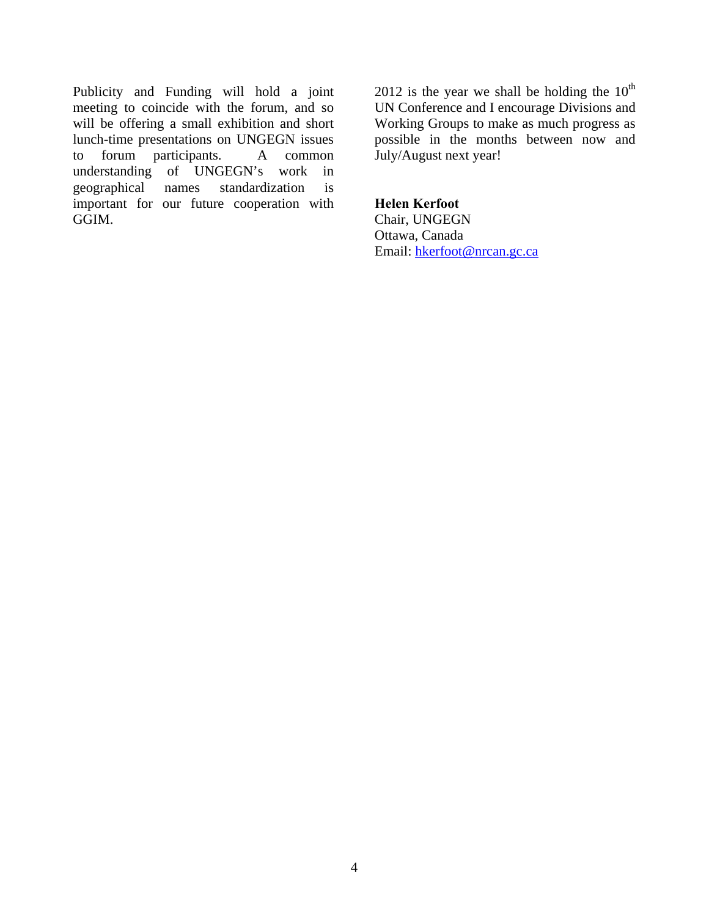Publicity and Funding will hold a joint meeting to coincide with the forum, and so will be offering a small exhibition and short lunch-time presentations on UNGEGN issues to forum participants. A common understanding of UNGEGN's work in geographical names standardization is important for our future cooperation with GGIM.

2012 is the year we shall be holding the 10th UN Conference and I encourage Divisions and Working Groups to make as much progress as possible in the months between now and July/August next year!

**Helen Kerfoot**
Chair, UNGEGN
Ottawa, Canada
Email: hkerfoot@nrcan.gc.ca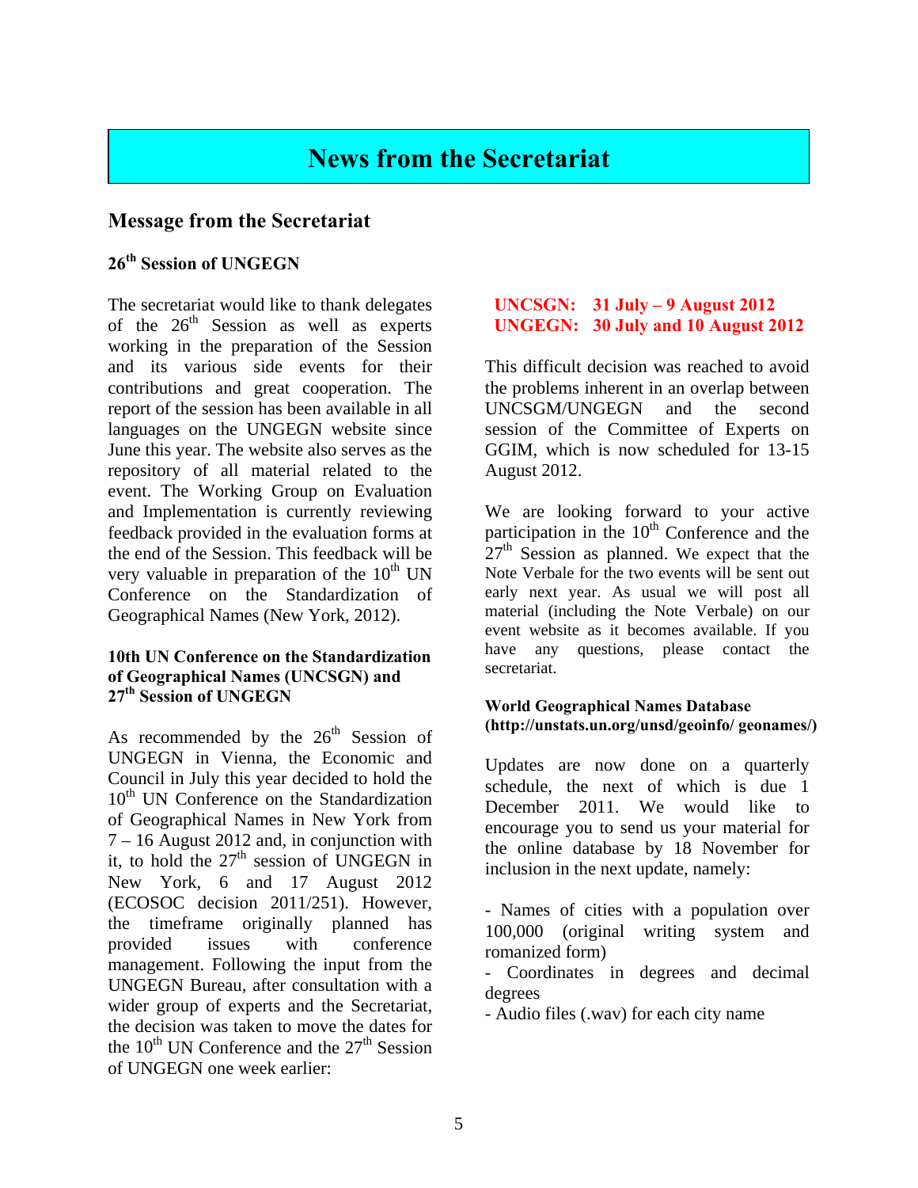# News from the Secretariat

## Message from the Secretariat

### 26th Session of UNGEGN

The secretariat would like to thank delegates of the 26th Session as well as experts working in the preparation of the Session and its various side events for their contributions and great cooperation. The report of the session has been available in all languages on the UNGEGN website since June this year. The website also serves as the repository of all material related to the event. The Working Group on Evaluation and Implementation is currently reviewing feedback provided in the evaluation forms at the end of the Session. This feedback will be very valuable in preparation of the 10th UN Conference on the Standardization of Geographical Names (New York, 2012).

### 10th UN Conference on the Standardization of Geographical Names (UNCSGN) and 27th Session of UNGEGN

As recommended by the 26th Session of UNGEGN in Vienna, the Economic and Council in July this year decided to hold the 10th UN Conference on the Standardization of Geographical Names in New York from 7 – 16 August 2012 and, in conjunction with it, to hold the 27th session of UNGEGN in New York, 6 and 17 August 2012 (ECOSOC decision 2011/251). However, the timeframe originally planned has provided issues with conference management. Following the input from the UNGEGN Bureau, after consultation with a wider group of experts and the Secretariat, the decision was taken to move the dates for the 10th UN Conference and the 27th Session of UNGEGN one week earlier:

**UNCSGN: 31 July – 9 August 2012**
**UNGEGN: 30 July and 10 August 2012**

This difficult decision was reached to avoid the problems inherent in an overlap between UNCSGM/UNGEGN and the second session of the Committee of Experts on GGIM, which is now scheduled for 13-15 August 2012.

We are looking forward to your active participation in the 10th Conference and the 27th Session as planned. We expect that the Note Verbale for the two events will be sent out early next year. As usual we will post all material (including the Note Verbale) on our event website as it becomes available. If you have any questions, please contact the secretariat.

### World Geographical Names Database (http://unstats.un.org/unsd/geoinfo/ geonames/)

Updates are now done on a quarterly schedule, the next of which is due 1 December 2011. We would like to encourage you to send us your material for the online database by 18 November for inclusion in the next update, namely:

- Names of cities with a population over 100,000 (original writing system and romanized form)
- Coordinates in degrees and decimal degrees
- Audio files (.wav) for each city name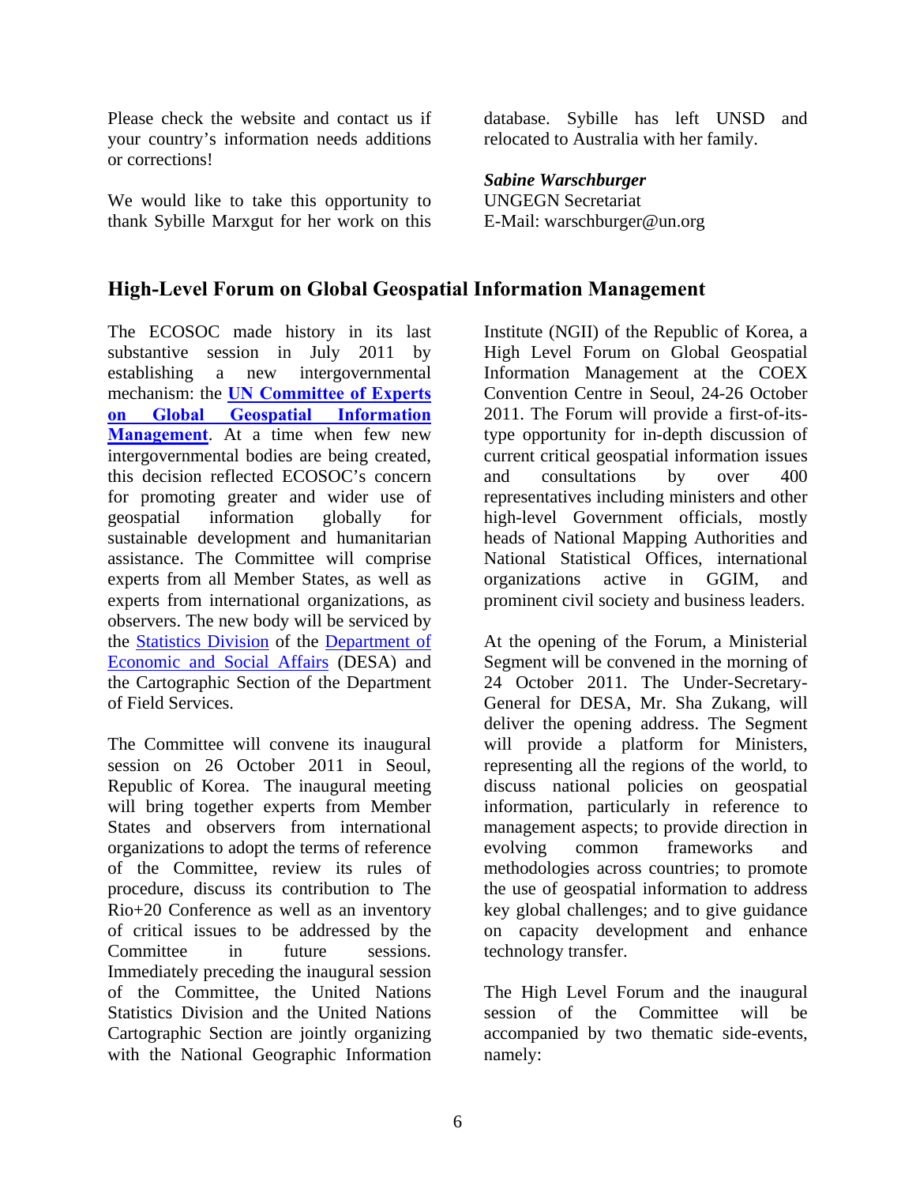Please check the website and contact us if your country's information needs additions or corrections!

We would like to take this opportunity to thank Sybille Marxgut for her work on this database. Sybille has left UNSD and relocated to Australia with her family.

***Sabine Warschburger***
UNGEGN Secretariat
E-Mail: warschburger@un.org

## High-Level Forum on Global Geospatial Information Management

The ECOSOC made history in its last substantive session in July 2011 by establishing a new intergovernmental mechanism: the **UN Committee of Experts on Global Geospatial Information Management**. At a time when few new intergovernmental bodies are being created, this decision reflected ECOSOC's concern for promoting greater and wider use of geospatial information globally for sustainable development and humanitarian assistance. The Committee will comprise experts from all Member States, as well as experts from international organizations, as observers. The new body will be serviced by the Statistics Division of the Department of Economic and Social Affairs (DESA) and the Cartographic Section of the Department of Field Services.

The Committee will convene its inaugural session on 26 October 2011 in Seoul, Republic of Korea. The inaugural meeting will bring together experts from Member States and observers from international organizations to adopt the terms of reference of the Committee, review its rules of procedure, discuss its contribution to The Rio+20 Conference as well as an inventory of critical issues to be addressed by the Committee in future sessions. Immediately preceding the inaugural session of the Committee, the United Nations Statistics Division and the United Nations Cartographic Section are jointly organizing with the National Geographic Information Institute (NGII) of the Republic of Korea, a High Level Forum on Global Geospatial Information Management at the COEX Convention Centre in Seoul, 24-26 October 2011. The Forum will provide a first-of-its-type opportunity for in-depth discussion of current critical geospatial information issues and consultations by over 400 representatives including ministers and other high-level Government officials, mostly heads of National Mapping Authorities and National Statistical Offices, international organizations active in GGIM, and prominent civil society and business leaders.

At the opening of the Forum, a Ministerial Segment will be convened in the morning of 24 October 2011. The Under-Secretary-General for DESA, Mr. Sha Zukang, will deliver the opening address. The Segment will provide a platform for Ministers, representing all the regions of the world, to discuss national policies on geospatial information, particularly in reference to management aspects; to provide direction in evolving common frameworks and methodologies across countries; to promote the use of geospatial information to address key global challenges; and to give guidance on capacity development and enhance technology transfer.

The High Level Forum and the inaugural session of the Committee will be accompanied by two thematic side-events, namely: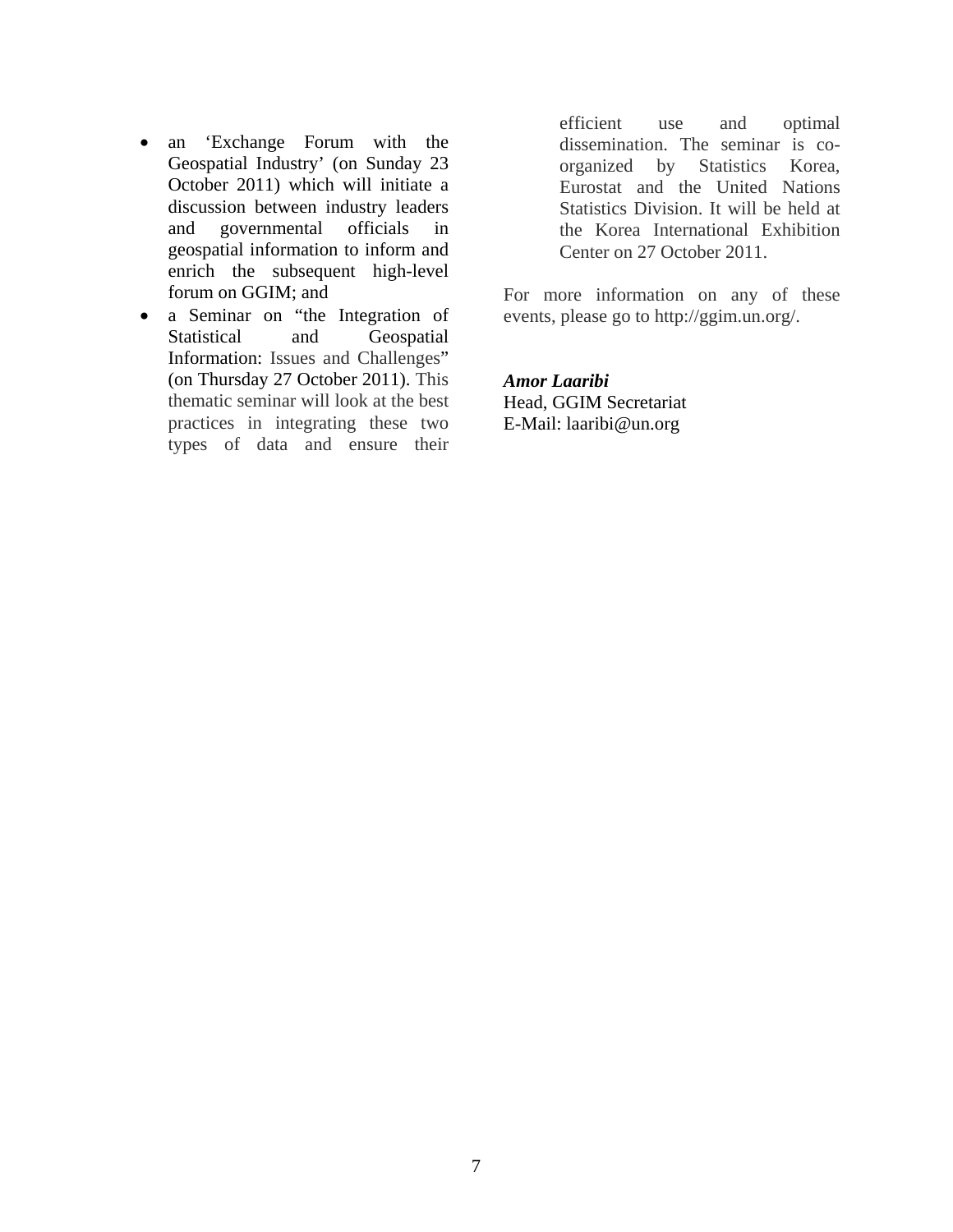- an 'Exchange Forum with the Geospatial Industry' (on Sunday 23 October 2011) which will initiate a discussion between industry leaders and governmental officials in geospatial information to inform and enrich the subsequent high-level forum on GGIM; and
- a Seminar on "the Integration of Statistical and Geospatial Information: Issues and Challenges" (on Thursday 27 October 2011). This thematic seminar will look at the best practices in integrating these two types of data and ensure their efficient use and optimal dissemination. The seminar is co-organized by Statistics Korea, Eurostat and the United Nations Statistics Division. It will be held at the Korea International Exhibition Center on 27 October 2011.

For more information on any of these events, please go to http://ggim.un.org/.

***Amor Laaribi***
Head, GGIM Secretariat
E-Mail: laaribi@un.org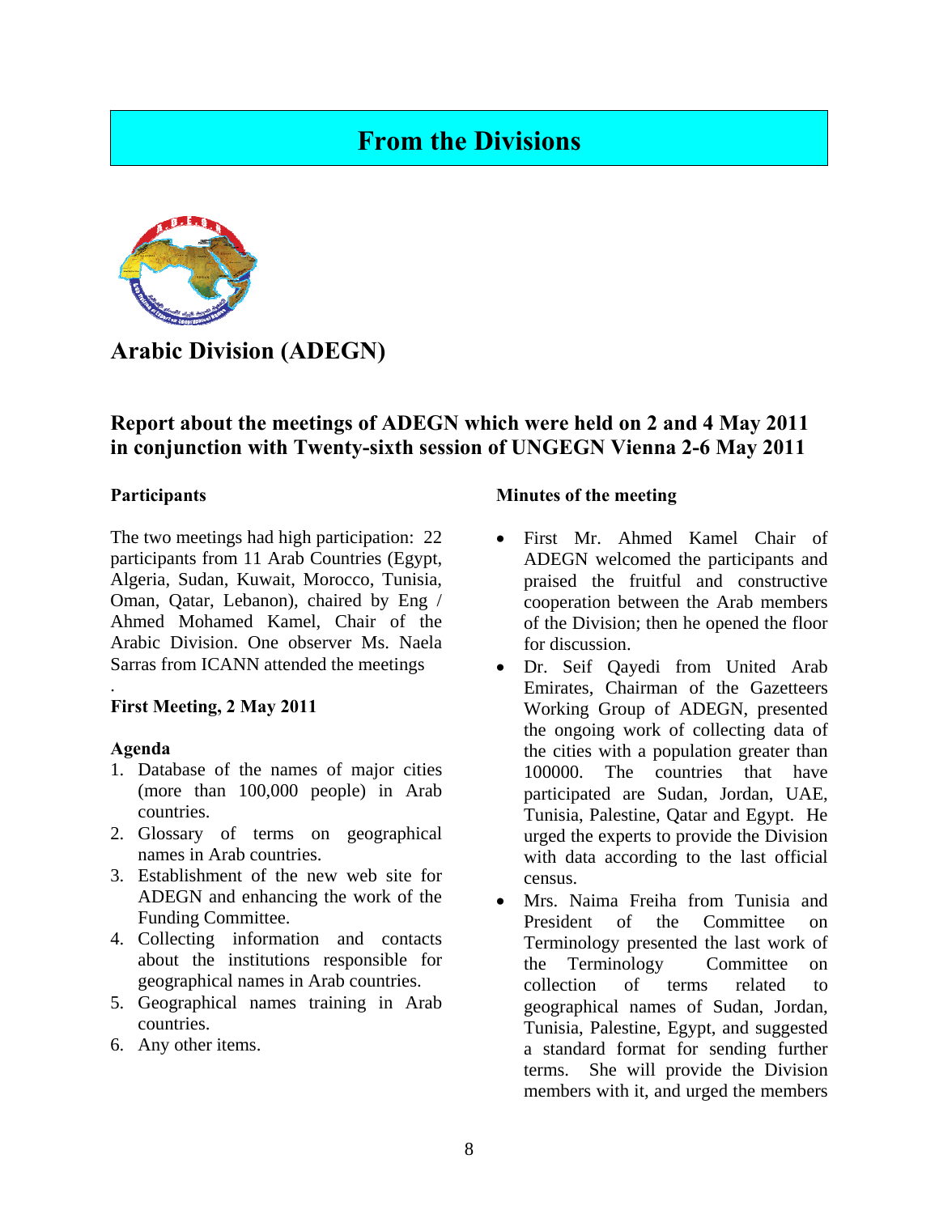# From the Divisions

## Arabic Division (ADEGN)

### Report about the meetings of ADEGN which were held on 2 and 4 May 2011 in conjunction with Twenty-sixth session of UNGEGN Vienna 2-6 May 2011

**Participants**

The two meetings had high participation: 22 participants from 11 Arab Countries (Egypt, Algeria, Sudan, Kuwait, Morocco, Tunisia, Oman, Qatar, Lebanon), chaired by Eng / Ahmed Mohamed Kamel, Chair of the Arabic Division. One observer Ms. Naela Sarras from ICANN attended the meetings

.

**First Meeting, 2 May 2011**

**Agenda**

1. Database of the names of major cities (more than 100,000 people) in Arab countries.
2. Glossary of terms on geographical names in Arab countries.
3. Establishment of the new web site for ADEGN and enhancing the work of the Funding Committee.
4. Collecting information and contacts about the institutions responsible for geographical names in Arab countries.
5. Geographical names training in Arab countries.
6. Any other items.

**Minutes of the meeting**

- First Mr. Ahmed Kamel Chair of ADEGN welcomed the participants and praised the fruitful and constructive cooperation between the Arab members of the Division; then he opened the floor for discussion.
- Dr. Seif Qayedi from United Arab Emirates, Chairman of the Gazetteers Working Group of ADEGN, presented the ongoing work of collecting data of the cities with a population greater than 100000. The countries that have participated are Sudan, Jordan, UAE, Tunisia, Palestine, Qatar and Egypt. He urged the experts to provide the Division with data according to the last official census.
- Mrs. Naima Freiha from Tunisia and President of the Committee on Terminology presented the last work of the Terminology Committee on collection of terms related to geographical names of Sudan, Jordan, Tunisia, Palestine, Egypt, and suggested a standard format for sending further terms. She will provide the Division members with it, and urged the members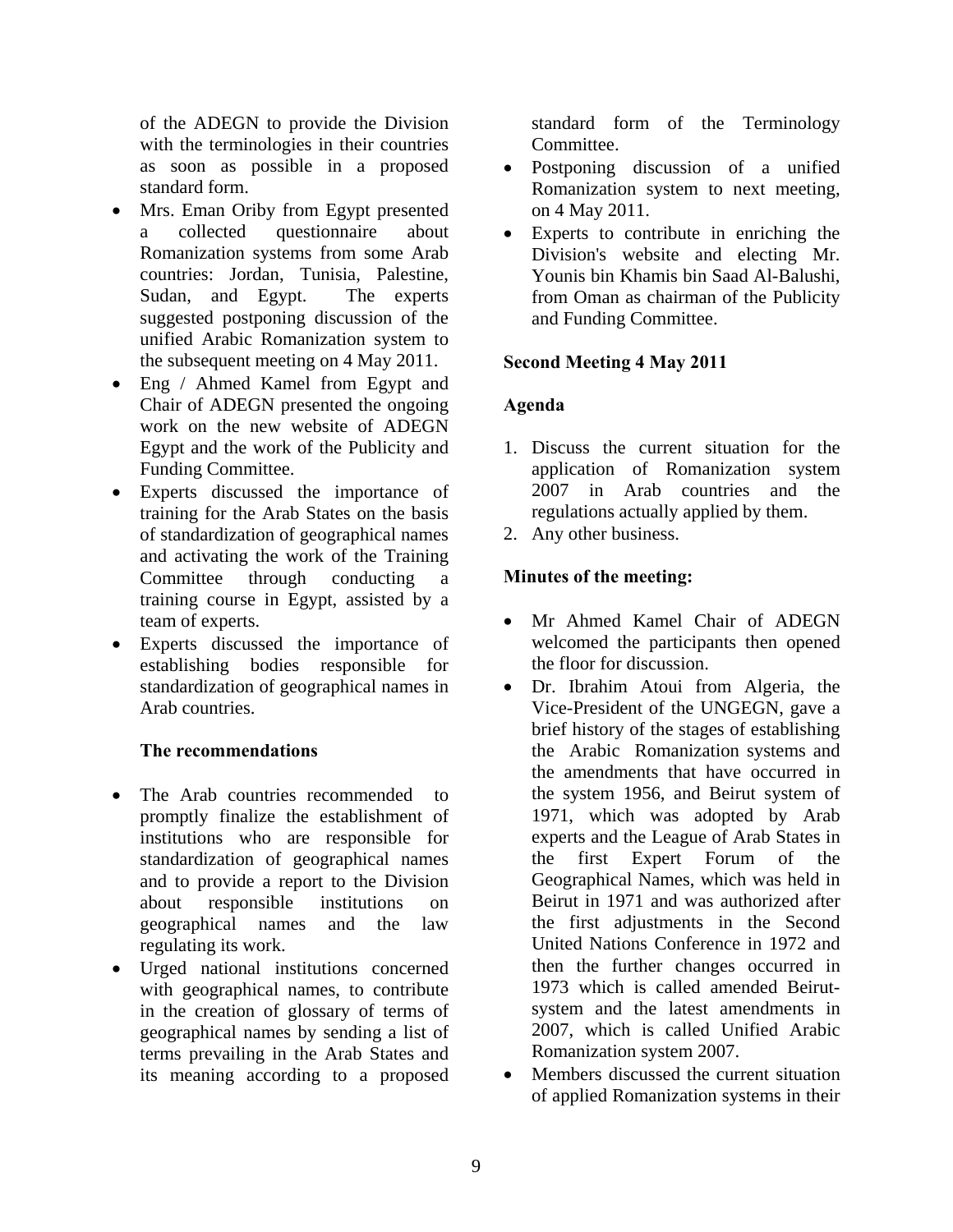of the ADEGN to provide the Division with the terminologies in their countries as soon as possible in a proposed standard form.

- Mrs. Eman Oriby from Egypt presented a collected questionnaire about Romanization systems from some Arab countries: Jordan, Tunisia, Palestine, Sudan, and Egypt. The experts suggested postponing discussion of the unified Arabic Romanization system to the subsequent meeting on 4 May 2011.
- Eng / Ahmed Kamel from Egypt and Chair of ADEGN presented the ongoing work on the new website of ADEGN Egypt and the work of the Publicity and Funding Committee.
- Experts discussed the importance of training for the Arab States on the basis of standardization of geographical names and activating the work of the Training Committee through conducting a training course in Egypt, assisted by a team of experts.
- Experts discussed the importance of establishing bodies responsible for standardization of geographical names in Arab countries.

**The recommendations**

- The Arab countries recommended to promptly finalize the establishment of institutions who are responsible for standardization of geographical names and to provide a report to the Division about responsible institutions on geographical names and the law regulating its work.
- Urged national institutions concerned with geographical names, to contribute in the creation of glossary of terms of geographical names by sending a list of terms prevailing in the Arab States and its meaning according to a proposed standard form of the Terminology Committee.
- Postponing discussion of a unified Romanization system to next meeting, on 4 May 2011.
- Experts to contribute in enriching the Division's website and electing Mr. Younis bin Khamis bin Saad Al-Balushi, from Oman as chairman of the Publicity and Funding Committee.

**Second Meeting 4 May 2011**

**Agenda**

1. Discuss the current situation for the application of Romanization system 2007 in Arab countries and the regulations actually applied by them.
2. Any other business.

**Minutes of the meeting:**

- Mr Ahmed Kamel Chair of ADEGN welcomed the participants then opened the floor for discussion.
- Dr. Ibrahim Atoui from Algeria, the Vice-President of the UNGEGN, gave a brief history of the stages of establishing the Arabic Romanization systems and the amendments that have occurred in the system 1956, and Beirut system of 1971, which was adopted by Arab experts and the League of Arab States in the first Expert Forum of the Geographical Names, which was held in Beirut in 1971 and was authorized after the first adjustments in the Second United Nations Conference in 1972 and then the further changes occurred in 1973 which is called amended Beirut-system and the latest amendments in 2007, which is called Unified Arabic Romanization system 2007.
- Members discussed the current situation of applied Romanization systems in their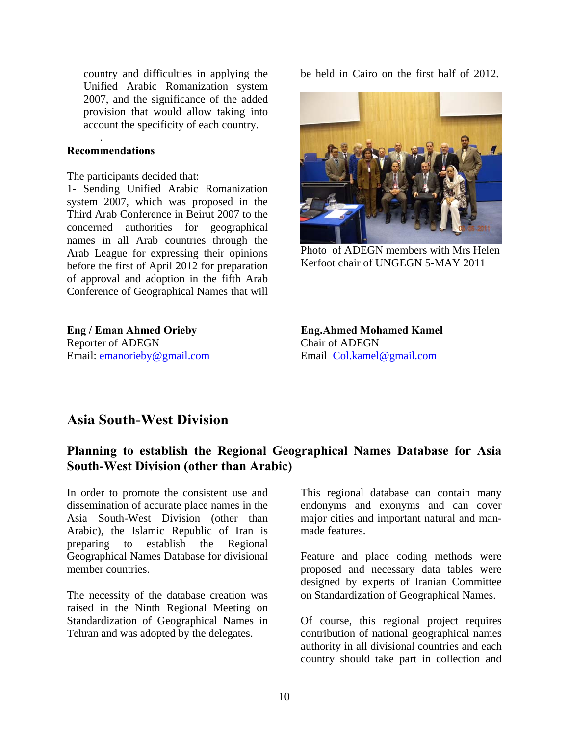country and difficulties in applying the Unified Arabic Romanization system 2007, and the significance of the added provision that would allow taking into account the specificity of each country.

.

**Recommendations**

The participants decided that:

1- Sending Unified Arabic Romanization system 2007, which was proposed in the Third Arab Conference in Beirut 2007 to the concerned authorities for geographical names in all Arab countries through the Arab League for expressing their opinions before the first of April 2012 for preparation of approval and adoption in the fifth Arab Conference of Geographical Names that will be held in Cairo on the first half of 2012.

Photo of ADEGN members with Mrs Helen Kerfoot chair of UNGEGN 5-MAY 2011

**Eng / Eman Ahmed Orieby**
Reporter of ADEGN
Email: emanorieby@gmail.com

**Eng.Ahmed Mohamed Kamel**
Chair of ADEGN
Email Col.kamel@gmail.com

## Asia South-West Division

### Planning to establish the Regional Geographical Names Database for Asia South-West Division (other than Arabic)

In order to promote the consistent use and dissemination of accurate place names in the Asia South-West Division (other than Arabic), the Islamic Republic of Iran is preparing to establish the Regional Geographical Names Database for divisional member countries.

The necessity of the database creation was raised in the Ninth Regional Meeting on Standardization of Geographical Names in Tehran and was adopted by the delegates.

This regional database can contain many endonyms and exonyms and can cover major cities and important natural and man-made features.

Feature and place coding methods were proposed and necessary data tables were designed by experts of Iranian Committee on Standardization of Geographical Names.

Of course, this regional project requires contribution of national geographical names authority in all divisional countries and each country should take part in collection and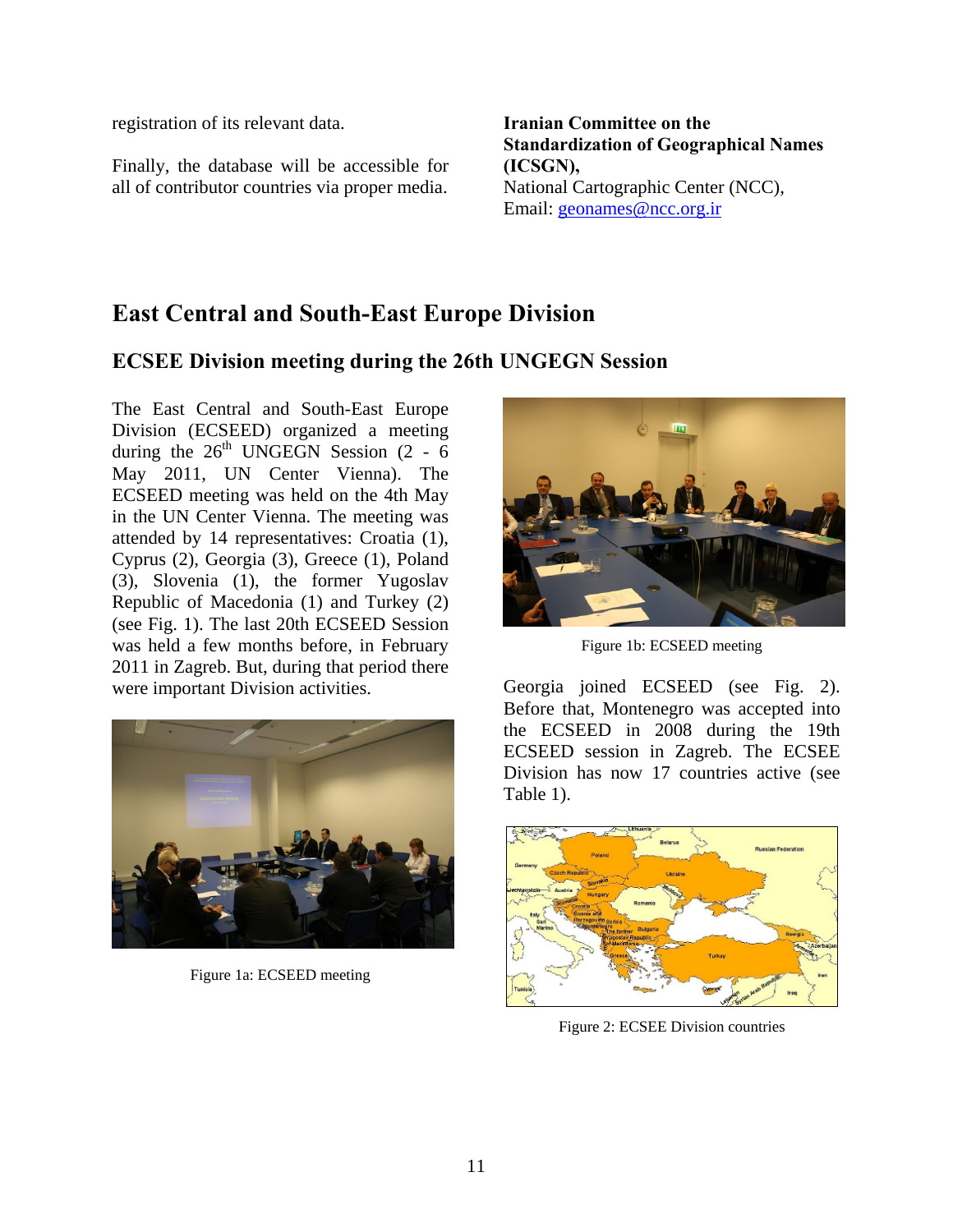registration of its relevant data.

Finally, the database will be accessible for all of contributor countries via proper media.

**Iranian Committee on the Standardization of Geographical Names (ICSGN),**
National Cartographic Center (NCC),
Email: geonames@ncc.org.ir

# East Central and South-East Europe Division

## ECSEE Division meeting during the 26th UNGEGN Session

The East Central and South-East Europe Division (ECSEED) organized a meeting during the 26th UNGEGN Session (2 - 6 May 2011, UN Center Vienna). The ECSEED meeting was held on the 4th May in the UN Center Vienna. The meeting was attended by 14 representatives: Croatia (1), Cyprus (2), Georgia (3), Greece (1), Poland (3), Slovenia (1), the former Yugoslav Republic of Macedonia (1) and Turkey (2) (see Fig. 1). The last 20th ECSEED Session was held a few months before, in February 2011 in Zagreb. But, during that period there were important Division activities.

Figure 1a: ECSEED meeting

Figure 1b: ECSEED meeting

Georgia joined ECSEED (see Fig. 2). Before that, Montenegro was accepted into the ECSEED in 2008 during the 19th ECSEED session in Zagreb. The ECSEE Division has now 17 countries active (see Table 1).

Figure 2: ECSEE Division countries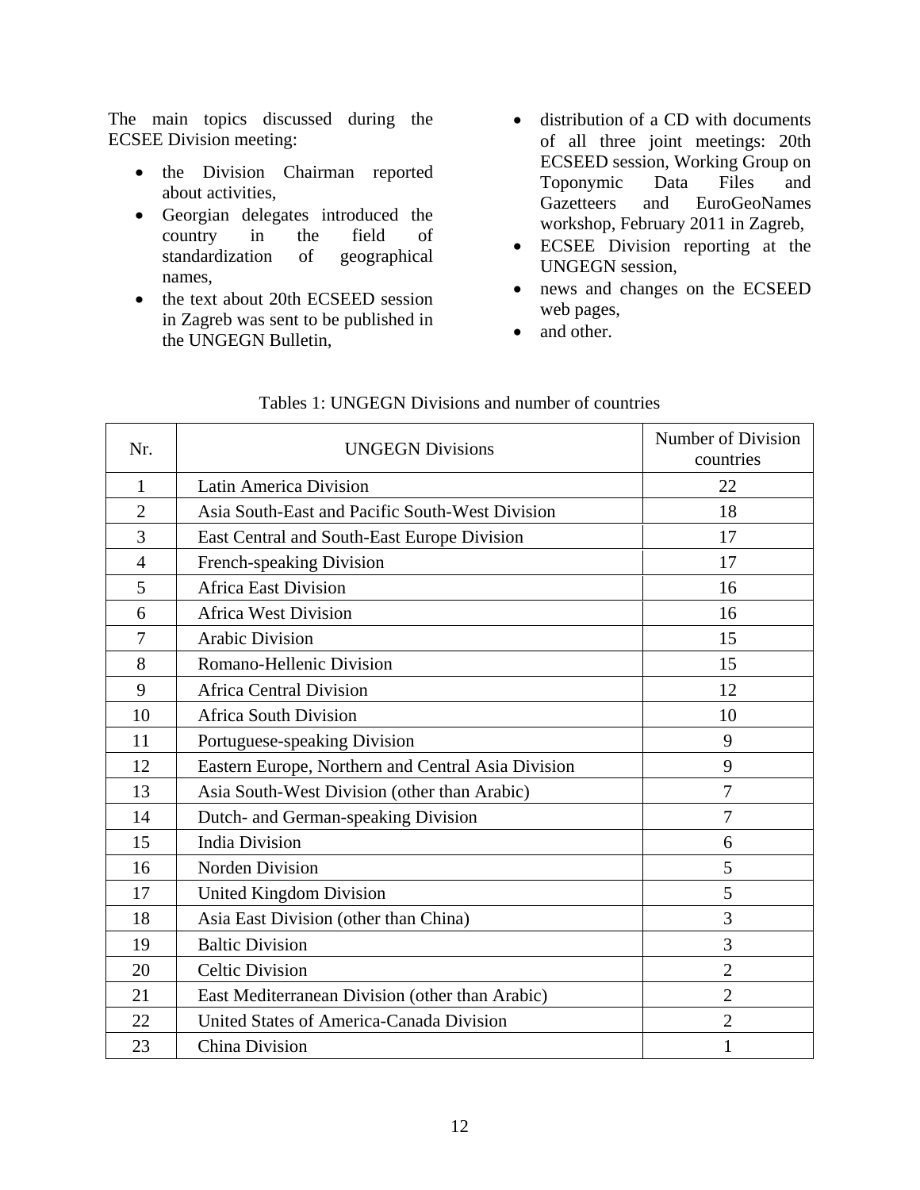The main topics discussed during the ECSEE Division meeting:

- the Division Chairman reported about activities,
- Georgian delegates introduced the country in the field of standardization of geographical names,
- the text about 20th ECSEED session in Zagreb was sent to be published in the UNGEGN Bulletin,
- distribution of a CD with documents of all three joint meetings: 20th ECSEED session, Working Group on Toponymic Data Files and Gazetteers and EuroGeoNames workshop, February 2011 in Zagreb,
- ECSEE Division reporting at the UNGEGN session,
- news and changes on the ECSEED web pages,
- and other.

Tables 1: UNGEGN Divisions and number of countries

| Nr. | UNGEGN Divisions | Number of Division countries |
|---|---|---|
| 1 | Latin America Division | 22 |
| 2 | Asia South-East and Pacific South-West Division | 18 |
| 3 | East Central and South-East Europe Division | 17 |
| 4 | French-speaking Division | 17 |
| 5 | Africa East Division | 16 |
| 6 | Africa West Division | 16 |
| 7 | Arabic Division | 15 |
| 8 | Romano-Hellenic Division | 15 |
| 9 | Africa Central Division | 12 |
| 10 | Africa South Division | 10 |
| 11 | Portuguese-speaking Division | 9 |
| 12 | Eastern Europe, Northern and Central Asia Division | 9 |
| 13 | Asia South-West Division (other than Arabic) | 7 |
| 14 | Dutch- and German-speaking Division | 7 |
| 15 | India Division | 6 |
| 16 | Norden Division | 5 |
| 17 | United Kingdom Division | 5 |
| 18 | Asia East Division (other than China) | 3 |
| 19 | Baltic Division | 3 |
| 20 | Celtic Division | 2 |
| 21 | East Mediterranean Division (other than Arabic) | 2 |
| 22 | United States of America-Canada Division | 2 |
| 23 | China Division | 1 |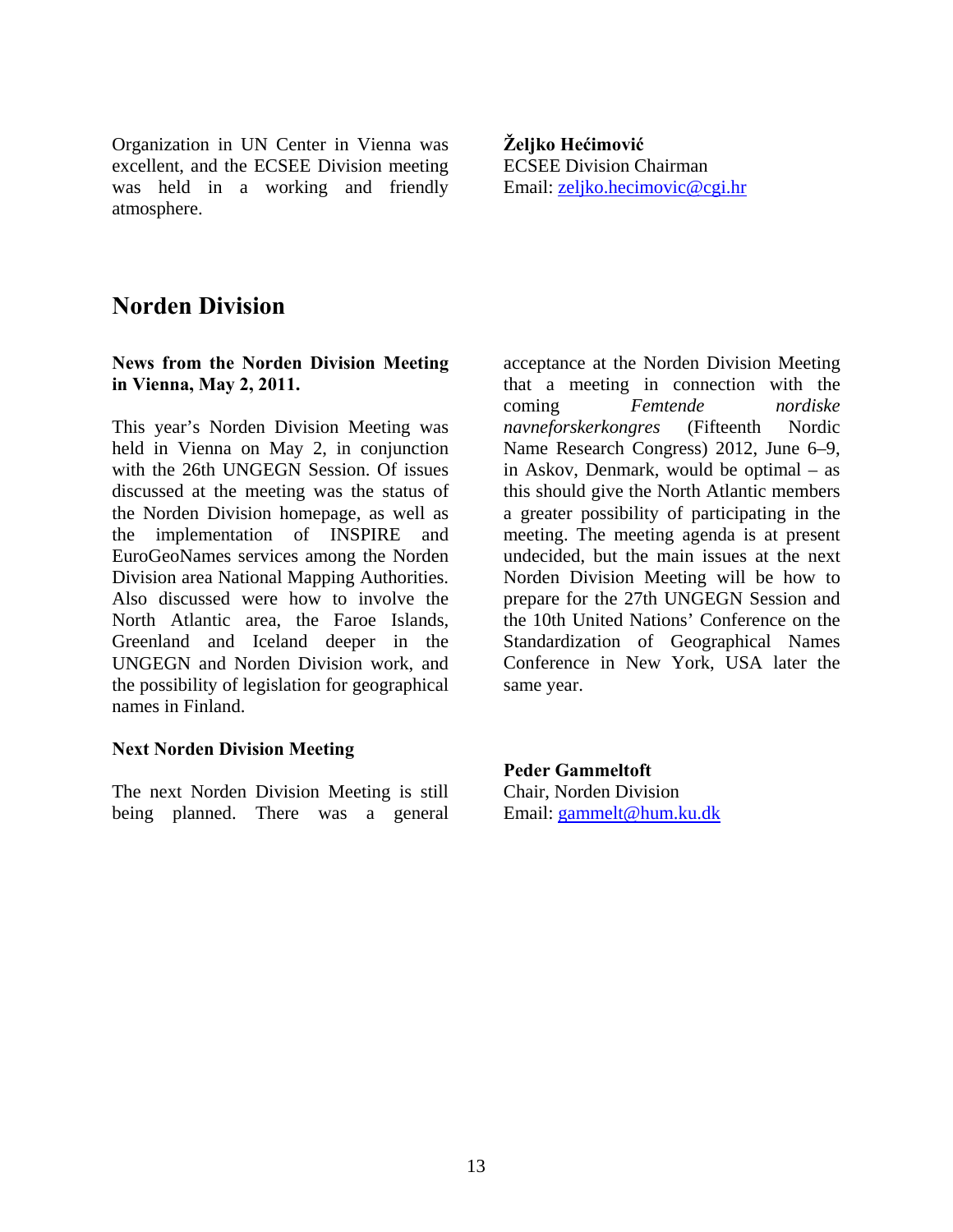Organization in UN Center in Vienna was excellent, and the ECSEE Division meeting was held in a working and friendly atmosphere.

**Željko Hećimović**
ECSEE Division Chairman
Email: zeljko.hecimovic@cgi.hr

## Norden Division

**News from the Norden Division Meeting in Vienna, May 2, 2011.**

This year's Norden Division Meeting was held in Vienna on May 2, in conjunction with the 26th UNGEGN Session. Of issues discussed at the meeting was the status of the Norden Division homepage, as well as the implementation of INSPIRE and EuroGeoNames services among the Norden Division area National Mapping Authorities. Also discussed were how to involve the North Atlantic area, the Faroe Islands, Greenland and Iceland deeper in the UNGEGN and Norden Division work, and the possibility of legislation for geographical names in Finland.

**Next Norden Division Meeting**

The next Norden Division Meeting is still being planned. There was a general acceptance at the Norden Division Meeting that a meeting in connection with the coming *Femtende nordiske navneforskerkongres* (Fifteenth Nordic Name Research Congress) 2012, June 6–9, in Askov, Denmark, would be optimal – as this should give the North Atlantic members a greater possibility of participating in the meeting. The meeting agenda is at present undecided, but the main issues at the next Norden Division Meeting will be how to prepare for the 27th UNGEGN Session and the 10th United Nations' Conference on the Standardization of Geographical Names Conference in New York, USA later the same year.

**Peder Gammeltoft**
Chair, Norden Division
Email: gammelt@hum.ku.dk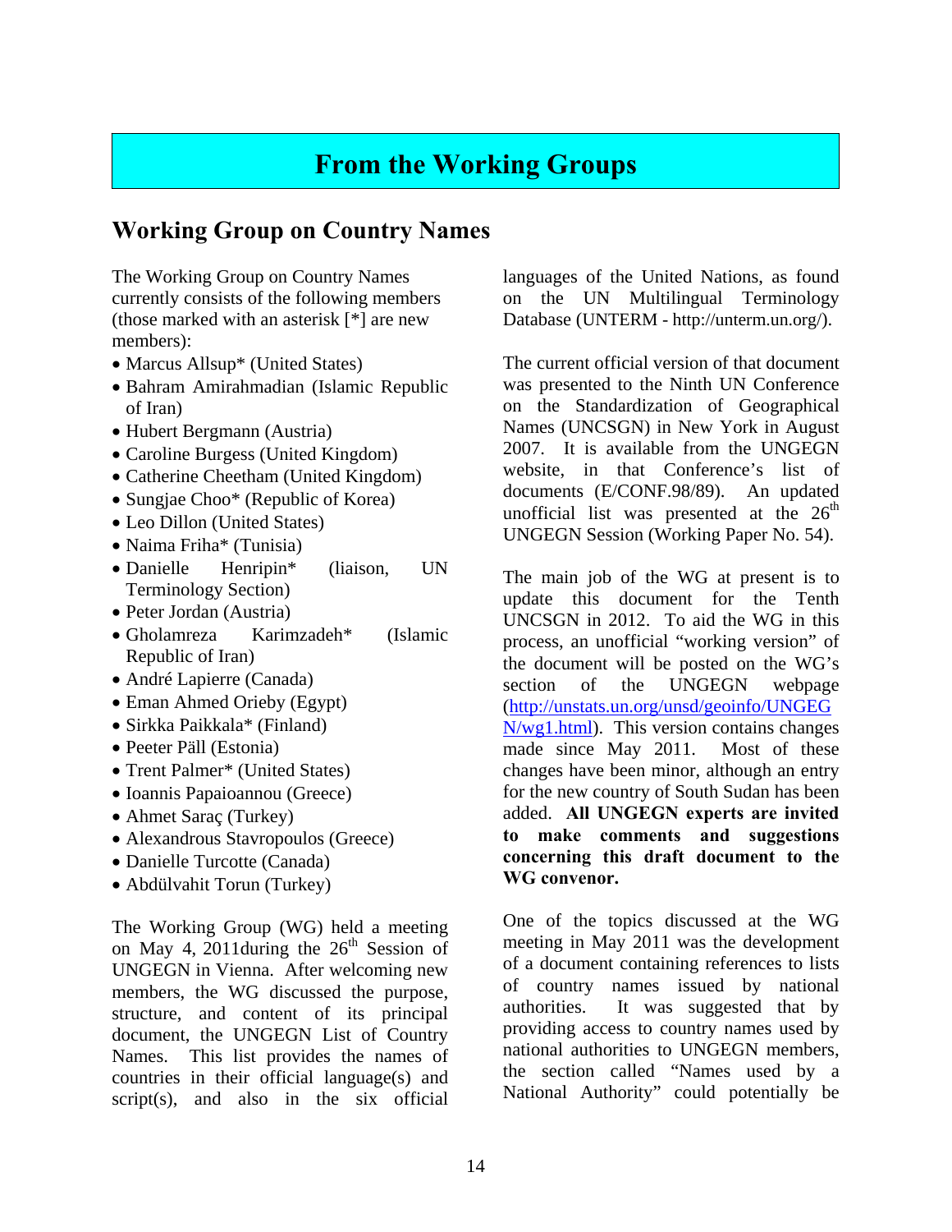# From the Working Groups

## Working Group on Country Names

The Working Group on Country Names currently consists of the following members (those marked with an asterisk [*] are new members):

- Marcus Allsup* (United States)
- Bahram Amirahmadian (Islamic Republic of Iran)
- Hubert Bergmann (Austria)
- Caroline Burgess (United Kingdom)
- Catherine Cheetham (United Kingdom)
- Sungjae Choo* (Republic of Korea)
- Leo Dillon (United States)
- Naima Friha* (Tunisia)
- Danielle Henripin* (liaison, UN Terminology Section)
- Peter Jordan (Austria)
- Gholamreza Karimzadeh* (Islamic Republic of Iran)
- André Lapierre (Canada)
- Eman Ahmed Orieby (Egypt)
- Sirkka Paikkala* (Finland)
- Peeter Päll (Estonia)
- Trent Palmer* (United States)
- Ioannis Papaioannou (Greece)
- Ahmet Saraç (Turkey)
- Alexandrous Stavropoulos (Greece)
- Danielle Turcotte (Canada)
- Abdülvahit Torun (Turkey)

The Working Group (WG) held a meeting on May 4, 2011during the 26th Session of UNGEGN in Vienna. After welcoming new members, the WG discussed the purpose, structure, and content of its principal document, the UNGEGN List of Country Names. This list provides the names of countries in their official language(s) and script(s), and also in the six official languages of the United Nations, as found on the UN Multilingual Terminology Database (UNTERM - http://unterm.un.org/).

The current official version of that document was presented to the Ninth UN Conference on the Standardization of Geographical Names (UNCSGN) in New York in August 2007. It is available from the UNGEGN website, in that Conference's list of documents (E/CONF.98/89). An updated unofficial list was presented at the 26th UNGEGN Session (Working Paper No. 54).

The main job of the WG at present is to update this document for the Tenth UNCSGN in 2012. To aid the WG in this process, an unofficial "working version" of the document will be posted on the WG's section of the UNGEGN webpage (http://unstats.un.org/unsd/geoinfo/UNGEGN/wg1.html). This version contains changes made since May 2011. Most of these changes have been minor, although an entry for the new country of South Sudan has been added. **All UNGEGN experts are invited to make comments and suggestions concerning this draft document to the WG convenor.**

One of the topics discussed at the WG meeting in May 2011 was the development of a document containing references to lists of country names issued by national authorities. It was suggested that by providing access to country names used by national authorities to UNGEGN members, the section called "Names used by a National Authority" could potentially be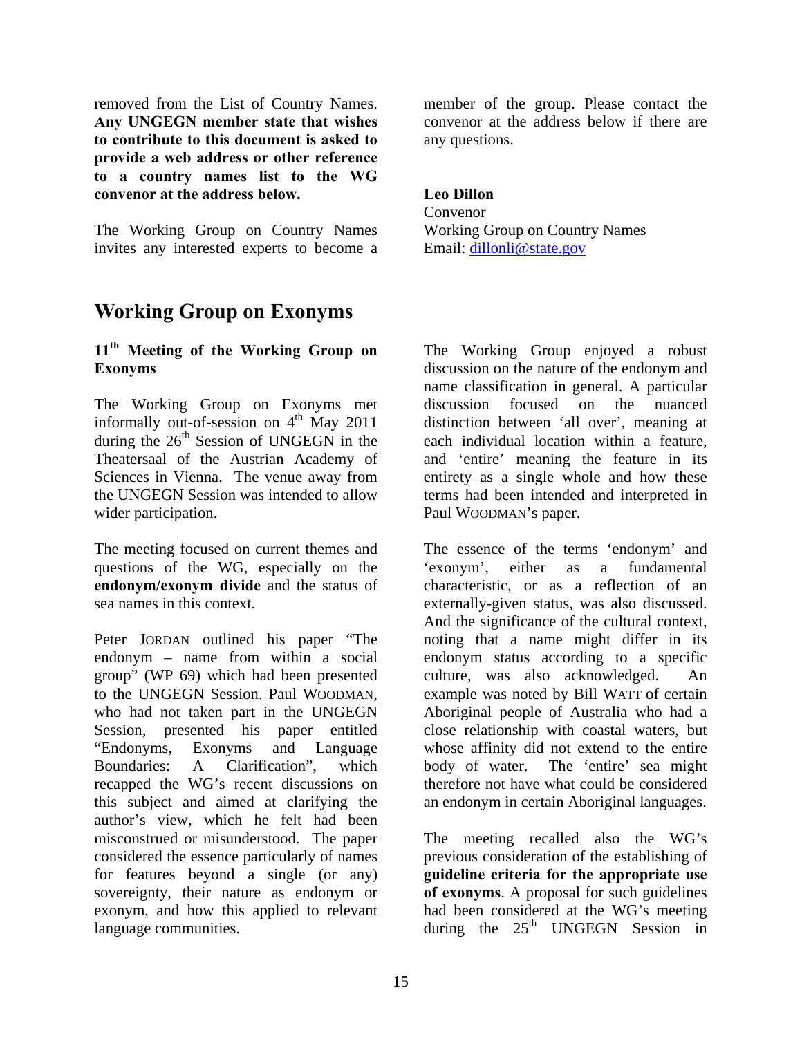removed from the List of Country Names. **Any UNGEGN member state that wishes to contribute to this document is asked to provide a web address or other reference to a country names list to the WG convenor at the address below.**

The Working Group on Country Names invites any interested experts to become a member of the group. Please contact the convenor at the address below if there are any questions.

**Leo Dillon**
Convenor
Working Group on Country Names
Email: dillonli@state.gov

## Working Group on Exonyms

### 11th Meeting of the Working Group on Exonyms

The Working Group on Exonyms met informally out-of-session on 4th May 2011 during the 26th Session of UNGEGN in the Theatersaal of the Austrian Academy of Sciences in Vienna. The venue away from the UNGEGN Session was intended to allow wider participation.

The meeting focused on current themes and questions of the WG, especially on the **endonym/exonym divide** and the status of sea names in this context.

Peter JORDAN outlined his paper "The endonym – name from within a social group" (WP 69) which had been presented to the UNGEGN Session. Paul WOODMAN, who had not taken part in the UNGEGN Session, presented his paper entitled "Endonyms, Exonyms and Language Boundaries: A Clarification", which recapped the WG's recent discussions on this subject and aimed at clarifying the author's view, which he felt had been misconstrued or misunderstood. The paper considered the essence particularly of names for features beyond a single (or any) sovereignty, their nature as endonym or exonym, and how this applied to relevant language communities.

The Working Group enjoyed a robust discussion on the nature of the endonym and name classification in general. A particular discussion focused on the nuanced distinction between 'all over', meaning at each individual location within a feature, and 'entire' meaning the feature in its entirety as a single whole and how these terms had been intended and interpreted in Paul WOODMAN's paper.

The essence of the terms 'endonym' and 'exonym', either as a fundamental characteristic, or as a reflection of an externally-given status, was also discussed. And the significance of the cultural context, noting that a name might differ in its endonym status according to a specific culture, was also acknowledged. An example was noted by Bill WATT of certain Aboriginal people of Australia who had a close relationship with coastal waters, but whose affinity did not extend to the entire body of water. The 'entire' sea might therefore not have what could be considered an endonym in certain Aboriginal languages.

The meeting recalled also the WG's previous consideration of the establishing of **guideline criteria for the appropriate use of exonyms**. A proposal for such guidelines had been considered at the WG's meeting during the 25th UNGEGN Session in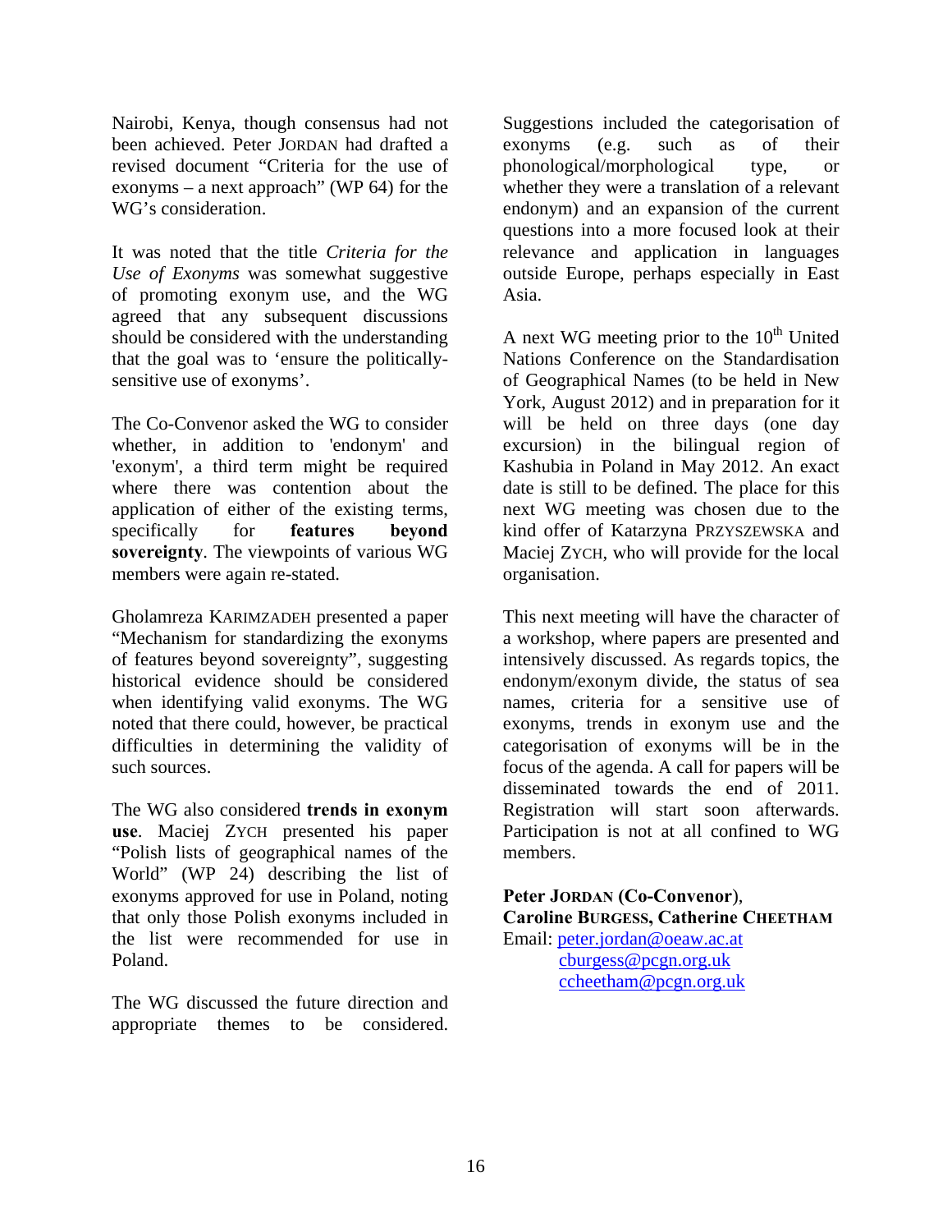Nairobi, Kenya, though consensus had not been achieved. Peter JORDAN had drafted a revised document "Criteria for the use of exonyms – a next approach" (WP 64) for the WG's consideration.

It was noted that the title *Criteria for the Use of Exonyms* was somewhat suggestive of promoting exonym use, and the WG agreed that any subsequent discussions should be considered with the understanding that the goal was to 'ensure the politically-sensitive use of exonyms'.

The Co-Convenor asked the WG to consider whether, in addition to 'endonym' and 'exonym', a third term might be required where there was contention about the application of either of the existing terms, specifically for **features beyond sovereignty**. The viewpoints of various WG members were again re-stated.

Gholamreza KARIMZADEH presented a paper "Mechanism for standardizing the exonyms of features beyond sovereignty", suggesting historical evidence should be considered when identifying valid exonyms. The WG noted that there could, however, be practical difficulties in determining the validity of such sources.

The WG also considered **trends in exonym use**. Maciej ZYCH presented his paper "Polish lists of geographical names of the World" (WP 24) describing the list of exonyms approved for use in Poland, noting that only those Polish exonyms included in the list were recommended for use in Poland.

The WG discussed the future direction and appropriate themes to be considered. Suggestions included the categorisation of exonyms (e.g. such as of their phonological/morphological type, or whether they were a translation of a relevant endonym) and an expansion of the current questions into a more focused look at their relevance and application in languages outside Europe, perhaps especially in East Asia.

A next WG meeting prior to the 10th United Nations Conference on the Standardisation of Geographical Names (to be held in New York, August 2012) and in preparation for it will be held on three days (one day excursion) in the bilingual region of Kashubia in Poland in May 2012. An exact date is still to be defined. The place for this next WG meeting was chosen due to the kind offer of Katarzyna PRZYSZEWSKA and Maciej ZYCH, who will provide for the local organisation.

This next meeting will have the character of a workshop, where papers are presented and intensively discussed. As regards topics, the endonym/exonym divide, the status of sea names, criteria for a sensitive use of exonyms, trends in exonym use and the categorisation of exonyms will be in the focus of the agenda. A call for papers will be disseminated towards the end of 2011. Registration will start soon afterwards. Participation is not at all confined to WG members.

**Peter JORDAN (Co-Convenor)**,
**Caroline BURGESS, Catherine CHEETHAM**
Email: peter.jordan@oeaw.ac.at
cburgess@pcgn.org.uk
ccheetham@pcgn.org.uk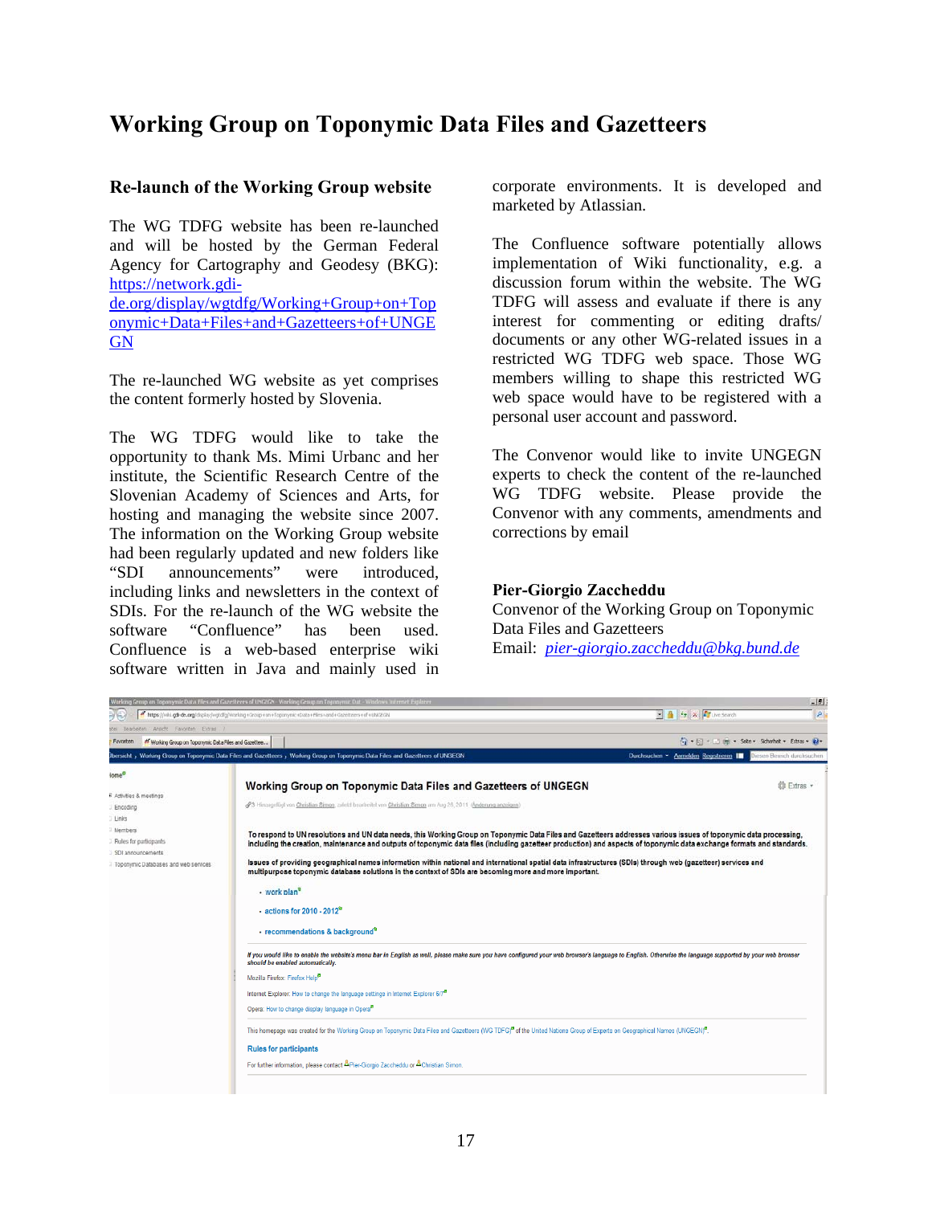# Working Group on Toponymic Data Files and Gazetteers

## Re-launch of the Working Group website

The WG TDFG website has been re-launched and will be hosted by the German Federal Agency for Cartography and Geodesy (BKG): https://network.gdi-de.org/display/wgtdfg/Working+Group+on+Toponymic+Data+Files+and+Gazetteers+of+UNGEGN

The re-launched WG website as yet comprises the content formerly hosted by Slovenia.

The WG TDFG would like to take the opportunity to thank Ms. Mimi Urbanc and her institute, the Scientific Research Centre of the Slovenian Academy of Sciences and Arts, for hosting and managing the website since 2007. The information on the Working Group website had been regularly updated and new folders like "SDI announcements" were introduced, including links and newsletters in the context of SDIs. For the re-launch of the WG website the software "Confluence" has been used. Confluence is a web-based enterprise wiki software written in Java and mainly used in corporate environments. It is developed and marketed by Atlassian.

The Confluence software potentially allows implementation of Wiki functionality, e.g. a discussion forum within the website. The WG TDFG will assess and evaluate if there is any interest for commenting or editing drafts/ documents or any other WG-related issues in a restricted WG TDFG web space. Those WG members willing to shape this restricted WG web space would have to be registered with a personal user account and password.

The Convenor would like to invite UNGEGN experts to check the content of the re-launched WG TDFG website. Please provide the Convenor with any comments, amendments and corrections by email

**Pier-Giorgio Zaccheddu**
Convenor of the Working Group on Toponymic Data Files and Gazetteers
Email: *pier-giorgio.zaccheddu@bkg.bund.de*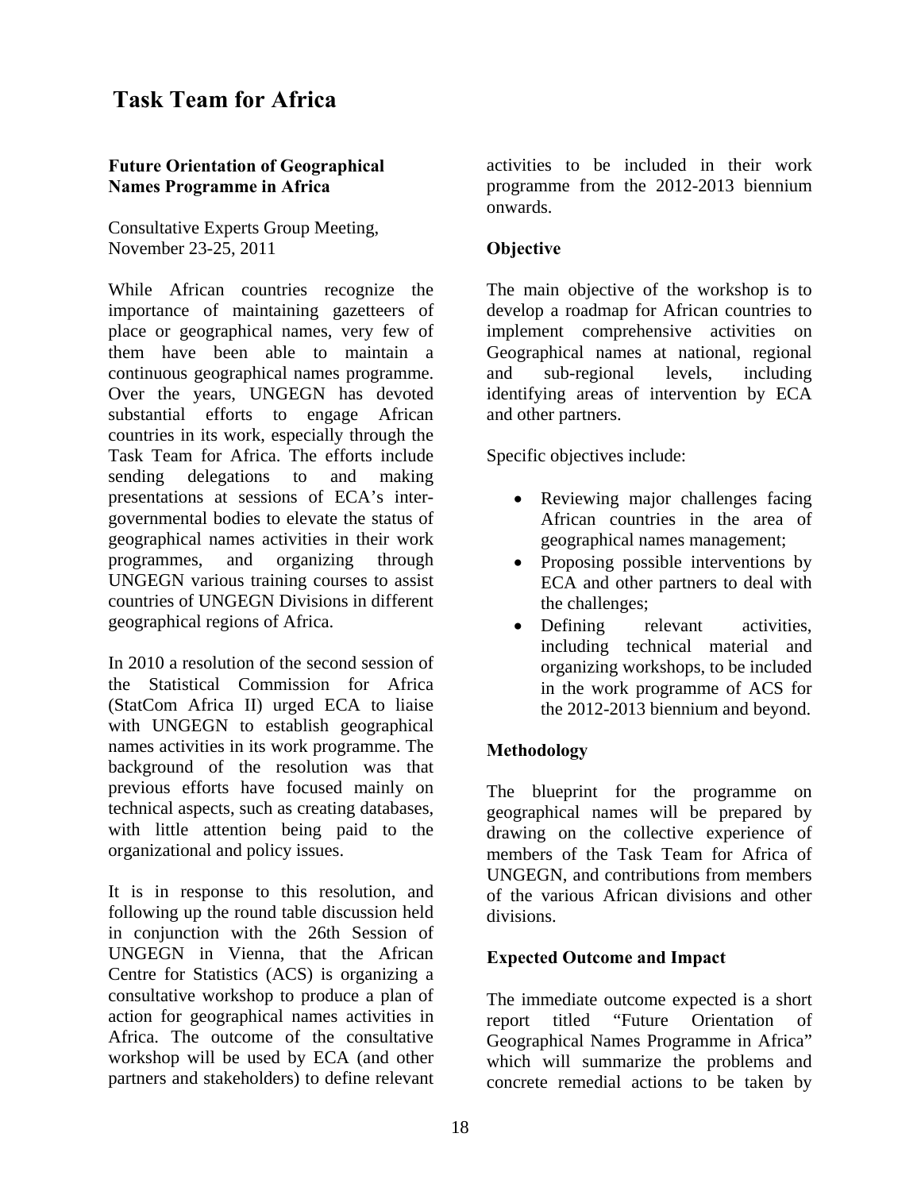# Task Team for Africa

### Future Orientation of Geographical Names Programme in Africa

Consultative Experts Group Meeting, November 23-25, 2011

While African countries recognize the importance of maintaining gazetteers of place or geographical names, very few of them have been able to maintain a continuous geographical names programme. Over the years, UNGEGN has devoted substantial efforts to engage African countries in its work, especially through the Task Team for Africa. The efforts include sending delegations to and making presentations at sessions of ECA's inter-governmental bodies to elevate the status of geographical names activities in their work programmes, and organizing through UNGEGN various training courses to assist countries of UNGEGN Divisions in different geographical regions of Africa.

In 2010 a resolution of the second session of the Statistical Commission for Africa (StatCom Africa II) urged ECA to liaise with UNGEGN to establish geographical names activities in its work programme. The background of the resolution was that previous efforts have focused mainly on technical aspects, such as creating databases, with little attention being paid to the organizational and policy issues.

It is in response to this resolution, and following up the round table discussion held in conjunction with the 26th Session of UNGEGN in Vienna, that the African Centre for Statistics (ACS) is organizing a consultative workshop to produce a plan of action for geographical names activities in Africa. The outcome of the consultative workshop will be used by ECA (and other partners and stakeholders) to define relevant activities to be included in their work programme from the 2012-2013 biennium onwards.

### Objective

The main objective of the workshop is to develop a roadmap for African countries to implement comprehensive activities on Geographical names at national, regional and sub-regional levels, including identifying areas of intervention by ECA and other partners.

Specific objectives include:

- Reviewing major challenges facing African countries in the area of geographical names management;
- Proposing possible interventions by ECA and other partners to deal with the challenges;
- Defining relevant activities, including technical material and organizing workshops, to be included in the work programme of ACS for the 2012-2013 biennium and beyond.

### Methodology

The blueprint for the programme on geographical names will be prepared by drawing on the collective experience of members of the Task Team for Africa of UNGEGN, and contributions from members of the various African divisions and other divisions.

### Expected Outcome and Impact

The immediate outcome expected is a short report titled "Future Orientation of Geographical Names Programme in Africa" which will summarize the problems and concrete remedial actions to be taken by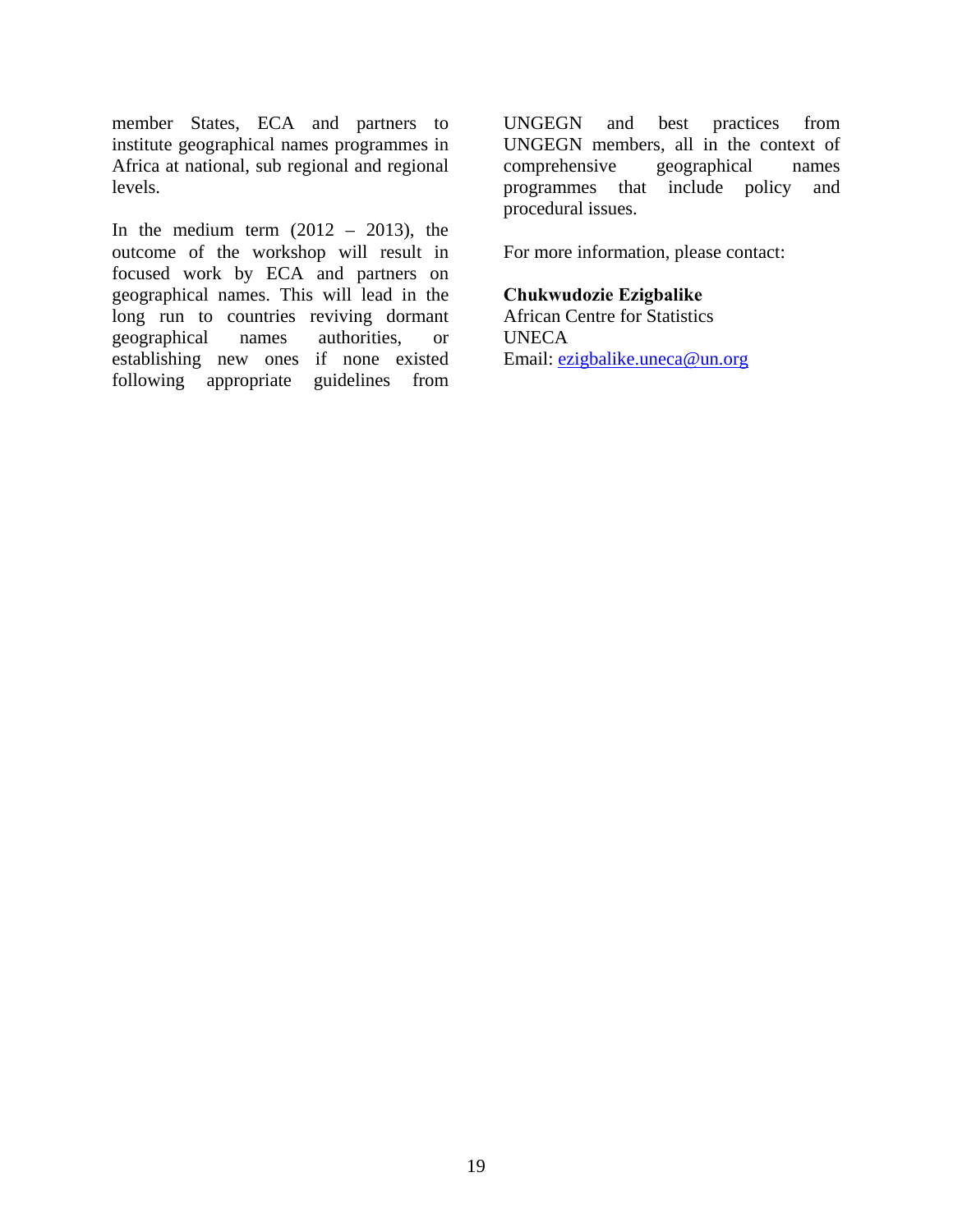member States, ECA and partners to institute geographical names programmes in Africa at national, sub regional and regional levels.

In the medium term (2012 – 2013), the outcome of the workshop will result in focused work by ECA and partners on geographical names. This will lead in the long run to countries reviving dormant geographical names authorities, or establishing new ones if none existed following appropriate guidelines from UNGEGN and best practices from UNGEGN members, all in the context of comprehensive geographical names programmes that include policy and procedural issues.

For more information, please contact:

**Chukwudozie Ezigbalike**
African Centre for Statistics
UNECA
Email: ezigbalike.uneca@un.org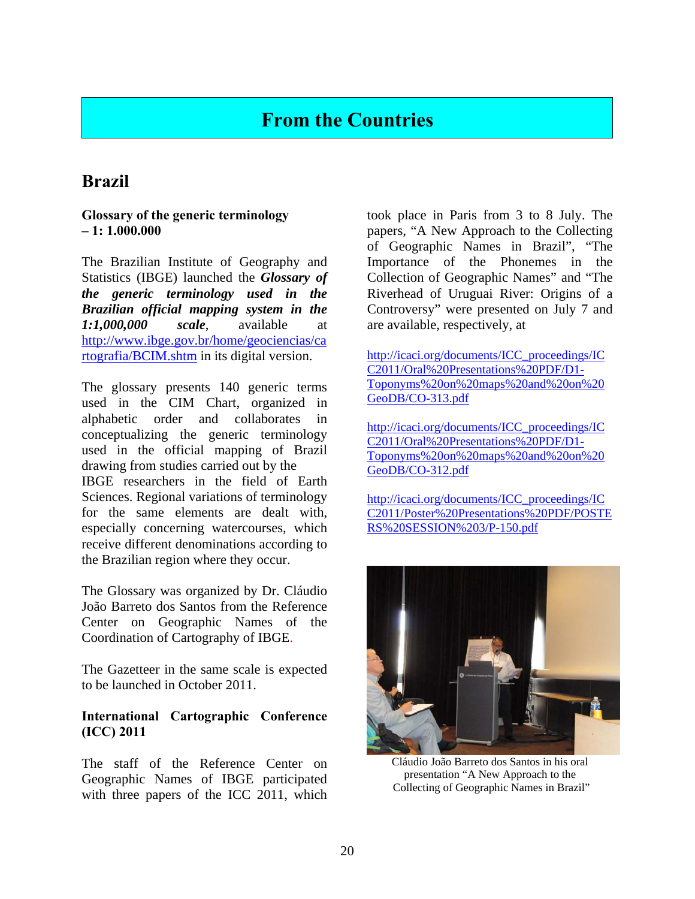# From the Countries

## Brazil

### Glossary of the generic terminology – 1: 1.000.000

The Brazilian Institute of Geography and Statistics (IBGE) launched the ***Glossary of the generic terminology used in the Brazilian official mapping system in the 1:1,000,000 scale***, available at http://www.ibge.gov.br/home/geociencias/cartografia/BCIM.shtm in its digital version.

The glossary presents 140 generic terms used in the CIM Chart, organized in alphabetic order and collaborates in conceptualizing the generic terminology used in the official mapping of Brazil drawing from studies carried out by the IBGE researchers in the field of Earth Sciences. Regional variations of terminology for the same elements are dealt with, especially concerning watercourses, which receive different denominations according to the Brazilian region where they occur.

The Glossary was organized by Dr. Cláudio João Barreto dos Santos from the Reference Center on Geographic Names of the Coordination of Cartography of IBGE.

The Gazetteer in the same scale is expected to be launched in October 2011.

### International Cartographic Conference (ICC) 2011

The staff of the Reference Center on Geographic Names of IBGE participated with three papers of the ICC 2011, which took place in Paris from 3 to 8 July. The papers, "A New Approach to the Collecting of Geographic Names in Brazil", "The Importance of the Phonemes in the Collection of Geographic Names" and "The Riverhead of Uruguai River: Origins of a Controversy" were presented on July 7 and are available, respectively, at

http://icaci.org/documents/ICC_proceedings/ICC2011/Oral%20Presentations%20PDF/D1-Toponyms%20on%20maps%20and%20on%20GeoDB/CO-313.pdf

http://icaci.org/documents/ICC_proceedings/ICC2011/Oral%20Presentations%20PDF/D1-Toponyms%20on%20maps%20and%20on%20GeoDB/CO-312.pdf

http://icaci.org/documents/ICC_proceedings/ICC2011/Poster%20Presentations%20PDF/POSTERS%20SESSION%203/P-150.pdf

Cláudio João Barreto dos Santos in his oral presentation "A New Approach to the Collecting of Geographic Names in Brazil"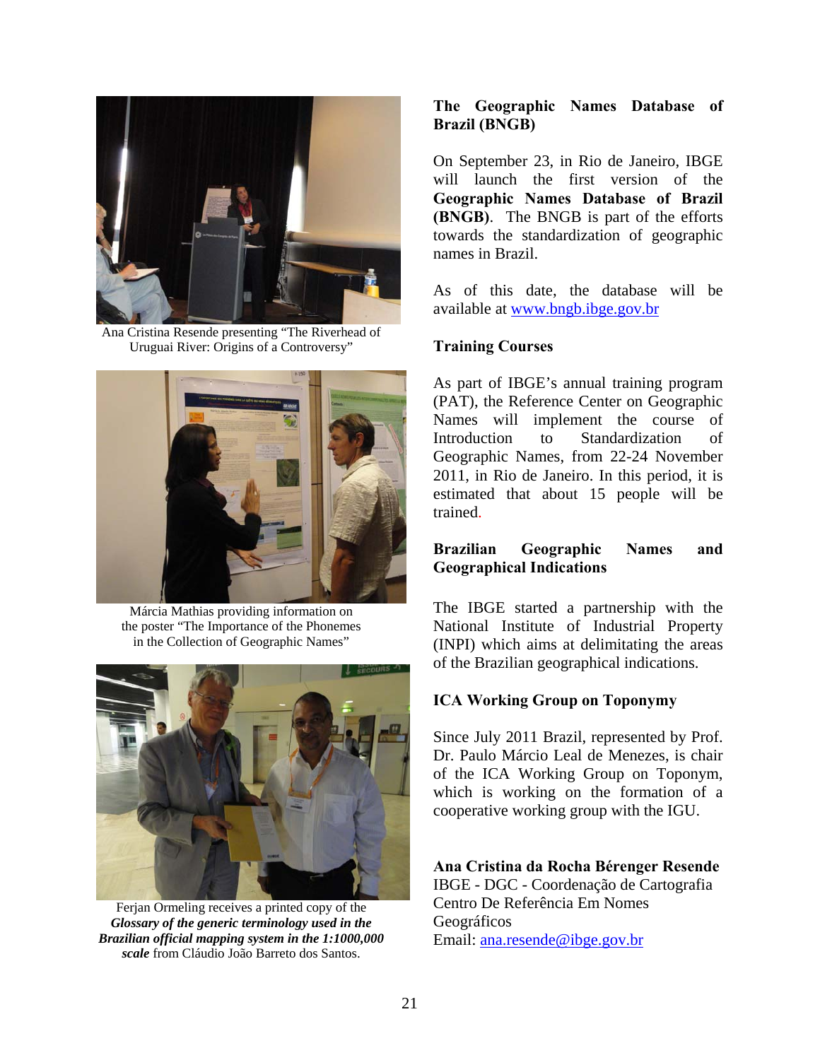Ana Cristina Resende presenting "The Riverhead of Uruguai River: Origins of a Controversy"

Márcia Mathias providing information on the poster "The Importance of the Phonemes in the Collection of Geographic Names"

Ferjan Ormeling receives a printed copy of the ***Glossary of the generic terminology used in the Brazilian official mapping system in the 1:1000,000 scale*** from Cláudio João Barreto dos Santos.

### The Geographic Names Database of Brazil (BNGB)

On September 23, in Rio de Janeiro, IBGE will launch the first version of the **Geographic Names Database of Brazil (BNGB)**. The BNGB is part of the efforts towards the standardization of geographic names in Brazil.

As of this date, the database will be available at www.bngb.ibge.gov.br

### Training Courses

As part of IBGE's annual training program (PAT), the Reference Center on Geographic Names will implement the course of Introduction to Standardization of Geographic Names, from 22-24 November 2011, in Rio de Janeiro. In this period, it is estimated that about 15 people will be trained.

### Brazilian Geographic Names and Geographical Indications

The IBGE started a partnership with the National Institute of Industrial Property (INPI) which aims at delimitating the areas of the Brazilian geographical indications.

### ICA Working Group on Toponymy

Since July 2011 Brazil, represented by Prof. Dr. Paulo Márcio Leal de Menezes, is chair of the ICA Working Group on Toponym, which is working on the formation of a cooperative working group with the IGU.

**Ana Cristina da Rocha Bérenger Resende**
IBGE - DGC - Coordenação de Cartografia
Centro De Referência Em Nomes Geográficos
Email: ana.resende@ibge.gov.br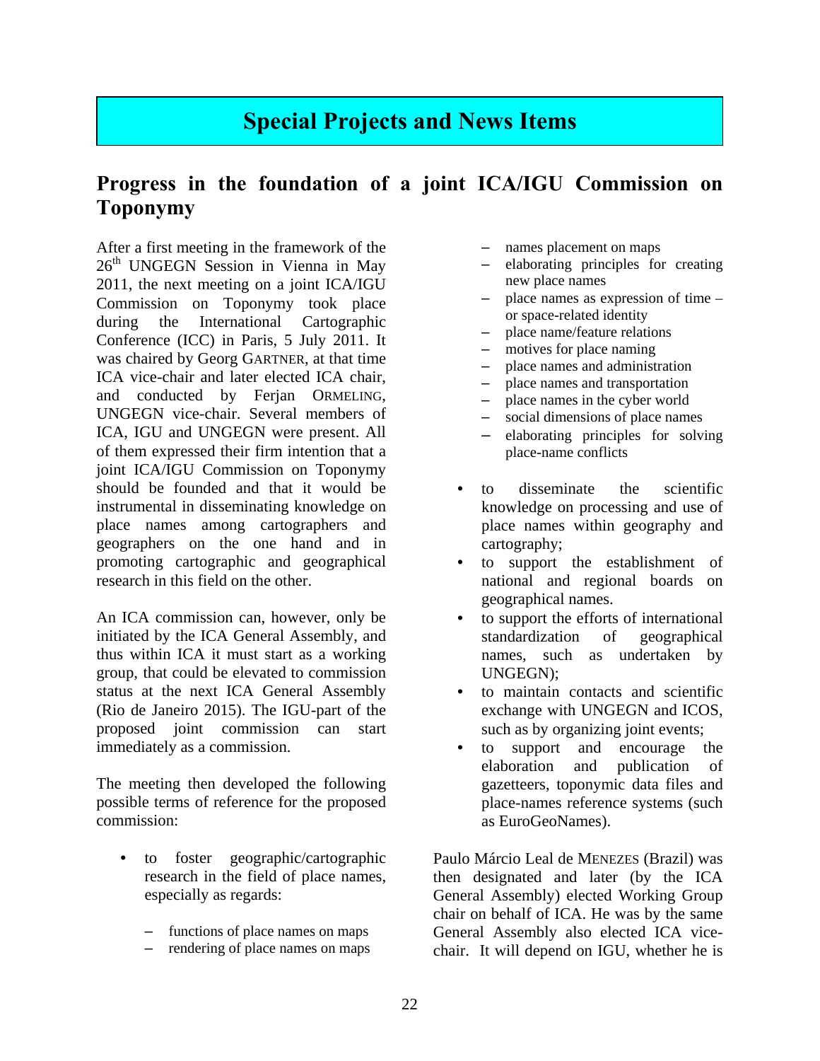# Special Projects and News Items

## Progress in the foundation of a joint ICA/IGU Commission on Toponymy

After a first meeting in the framework of the 26th UNGEGN Session in Vienna in May 2011, the next meeting on a joint ICA/IGU Commission on Toponymy took place during the International Cartographic Conference (ICC) in Paris, 5 July 2011. It was chaired by Georg GARTNER, at that time ICA vice-chair and later elected ICA chair, and conducted by Ferjan ORMELING, UNGEGN vice-chair. Several members of ICA, IGU and UNGEGN were present. All of them expressed their firm intention that a joint ICA/IGU Commission on Toponymy should be founded and that it would be instrumental in disseminating knowledge on place names among cartographers and geographers on the one hand and in promoting cartographic and geographical research in this field on the other.

An ICA commission can, however, only be initiated by the ICA General Assembly, and thus within ICA it must start as a working group, that could be elevated to commission status at the next ICA General Assembly (Rio de Janeiro 2015). The IGU-part of the proposed joint commission can start immediately as a commission.

The meeting then developed the following possible terms of reference for the proposed commission:

- to foster geographic/cartographic research in the field of place names, especially as regards:
  - functions of place names on maps
  - rendering of place names on maps
  - names placement on maps
  - elaborating principles for creating new place names
  - place names as expression of time – or space-related identity
  - place name/feature relations
  - motives for place naming
  - place names and administration
  - place names and transportation
  - place names in the cyber world
  - social dimensions of place names
  - elaborating principles for solving place-name conflicts
- to disseminate the scientific knowledge on processing and use of place names within geography and cartography;
- to support the establishment of national and regional boards on geographical names.
- to support the efforts of international standardization of geographical names, such as undertaken by UNGEGN);
- to maintain contacts and scientific exchange with UNGEGN and ICOS, such as by organizing joint events;
- to support and encourage the elaboration and publication of gazetteers, toponymic data files and place-names reference systems (such as EuroGeoNames).

Paulo Márcio Leal de MENEZES (Brazil) was then designated and later (by the ICA General Assembly) elected Working Group chair on behalf of ICA. He was by the same General Assembly also elected ICA vice-chair. It will depend on IGU, whether he is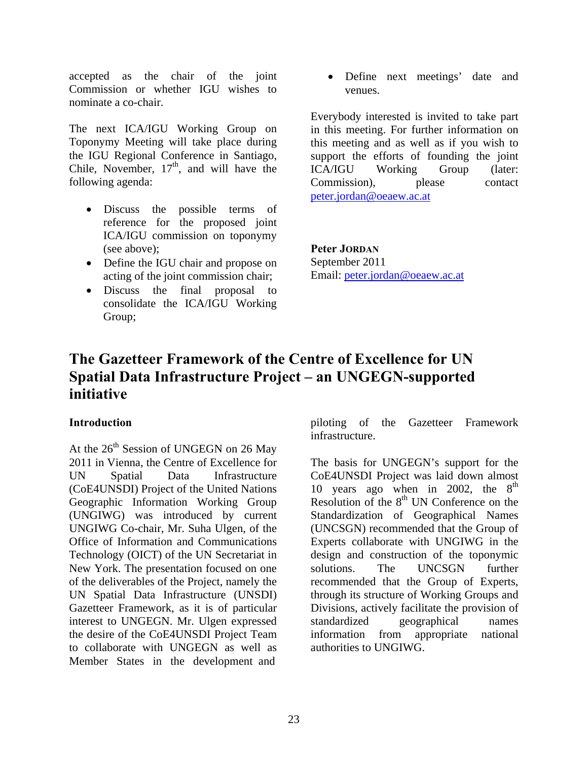accepted as the chair of the joint Commission or whether IGU wishes to nominate a co-chair.

The next ICA/IGU Working Group on Toponymy Meeting will take place during the IGU Regional Conference in Santiago, Chile, November, 17th, and will have the following agenda:

- Discuss the possible terms of reference for the proposed joint ICA/IGU commission on toponymy (see above);
- Define the IGU chair and propose on acting of the joint commission chair;
- Discuss the final proposal to consolidate the ICA/IGU Working Group;
- Define next meetings' date and venues.

Everybody interested is invited to take part in this meeting. For further information on this meeting and as well as if you wish to support the efforts of founding the joint ICA/IGU Working Group (later: Commission), please contact peter.jordan@oeaew.ac.at

**Peter Jordan**
September 2011
Email: peter.jordan@oeaew.ac.at

# The Gazetteer Framework of the Centre of Excellence for UN Spatial Data Infrastructure Project – an UNGEGN-supported initiative

### Introduction

At the 26th Session of UNGEGN on 26 May 2011 in Vienna, the Centre of Excellence for UN Spatial Data Infrastructure (CoE4UNSDI) Project of the United Nations Geographic Information Working Group (UNGIWG) was introduced by current UNGIWG Co-chair, Mr. Suha Ulgen, of the Office of Information and Communications Technology (OICT) of the UN Secretariat in New York. The presentation focused on one of the deliverables of the Project, namely the UN Spatial Data Infrastructure (UNSDI) Gazetteer Framework, as it is of particular interest to UNGEGN. Mr. Ulgen expressed the desire of the CoE4UNSDI Project Team to collaborate with UNGEGN as well as Member States in the development and piloting of the Gazetteer Framework infrastructure.

The basis for UNGEGN's support for the CoE4UNSDI Project was laid down almost 10 years ago when in 2002, the 8th Resolution of the 8th UN Conference on the Standardization of Geographical Names (UNCSGN) recommended that the Group of Experts collaborate with UNGIWG in the design and construction of the toponymic solutions. The UNCSGN further recommended that the Group of Experts, through its structure of Working Groups and Divisions, actively facilitate the provision of standardized geographical names information from appropriate national authorities to UNGIWG.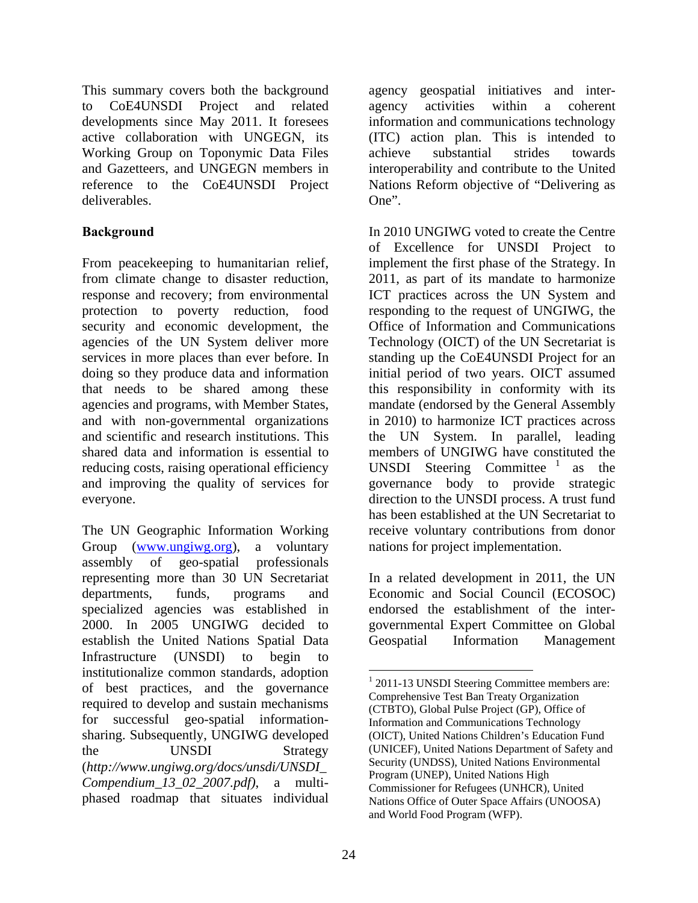This summary covers both the background to CoE4UNSDI Project and related developments since May 2011. It foresees active collaboration with UNGEGN, its Working Group on Toponymic Data Files and Gazetteers, and UNGEGN members in reference to the CoE4UNSDI Project deliverables.

**Background**

From peacekeeping to humanitarian relief, from climate change to disaster reduction, response and recovery; from environmental protection to poverty reduction, food security and economic development, the agencies of the UN System deliver more services in more places than ever before. In doing so they produce data and information that needs to be shared among these agencies and programs, with Member States, and with non-governmental organizations and scientific and research institutions. This shared data and information is essential to reducing costs, raising operational efficiency and improving the quality of services for everyone.

The UN Geographic Information Working Group (www.ungiwg.org), a voluntary assembly of geo-spatial professionals representing more than 30 UN Secretariat departments, funds, programs and specialized agencies was established in 2000. In 2005 UNGIWG decided to establish the United Nations Spatial Data Infrastructure (UNSDI) to begin to institutionalize common standards, adoption of best practices, and the governance required to develop and sustain mechanisms for successful geo-spatial information-sharing. Subsequently, UNGIWG developed the UNSDI Strategy (*http://www.ungiwg.org/docs/unsdi/UNSDI_Compendium_13_02_2007.pdf)*, a multi-phased roadmap that situates individual agency geospatial initiatives and inter-agency activities within a coherent information and communications technology (ITC) action plan. This is intended to achieve substantial strides towards interoperability and contribute to the United Nations Reform objective of "Delivering as One".

In 2010 UNGIWG voted to create the Centre of Excellence for UNSDI Project to implement the first phase of the Strategy. In 2011, as part of its mandate to harmonize ICT practices across the UN System and responding to the request of UNGIWG, the Office of Information and Communications Technology (OICT) of the UN Secretariat is standing up the CoE4UNSDI Project for an initial period of two years. OICT assumed this responsibility in conformity with its mandate (endorsed by the General Assembly in 2010) to harmonize ICT practices across the UN System. In parallel, leading members of UNGIWG have constituted the UNSDI Steering Committee [1] as the governance body to provide strategic direction to the UNSDI process. A trust fund has been established at the UN Secretariat to receive voluntary contributions from donor nations for project implementation.

In a related development in 2011, the UN Economic and Social Council (ECOSOC) endorsed the establishment of the inter-governmental Expert Committee on Global Geospatial Information Management

[1] 2011-13 UNSDI Steering Committee members are: Comprehensive Test Ban Treaty Organization (CTBTO), Global Pulse Project (GP), Office of Information and Communications Technology (OICT), United Nations Children's Education Fund (UNICEF), United Nations Department of Safety and Security (UNDSS), United Nations Environmental Program (UNEP), United Nations High Commissioner for Refugees (UNHCR), United Nations Office of Outer Space Affairs (UNOOSA) and World Food Program (WFP).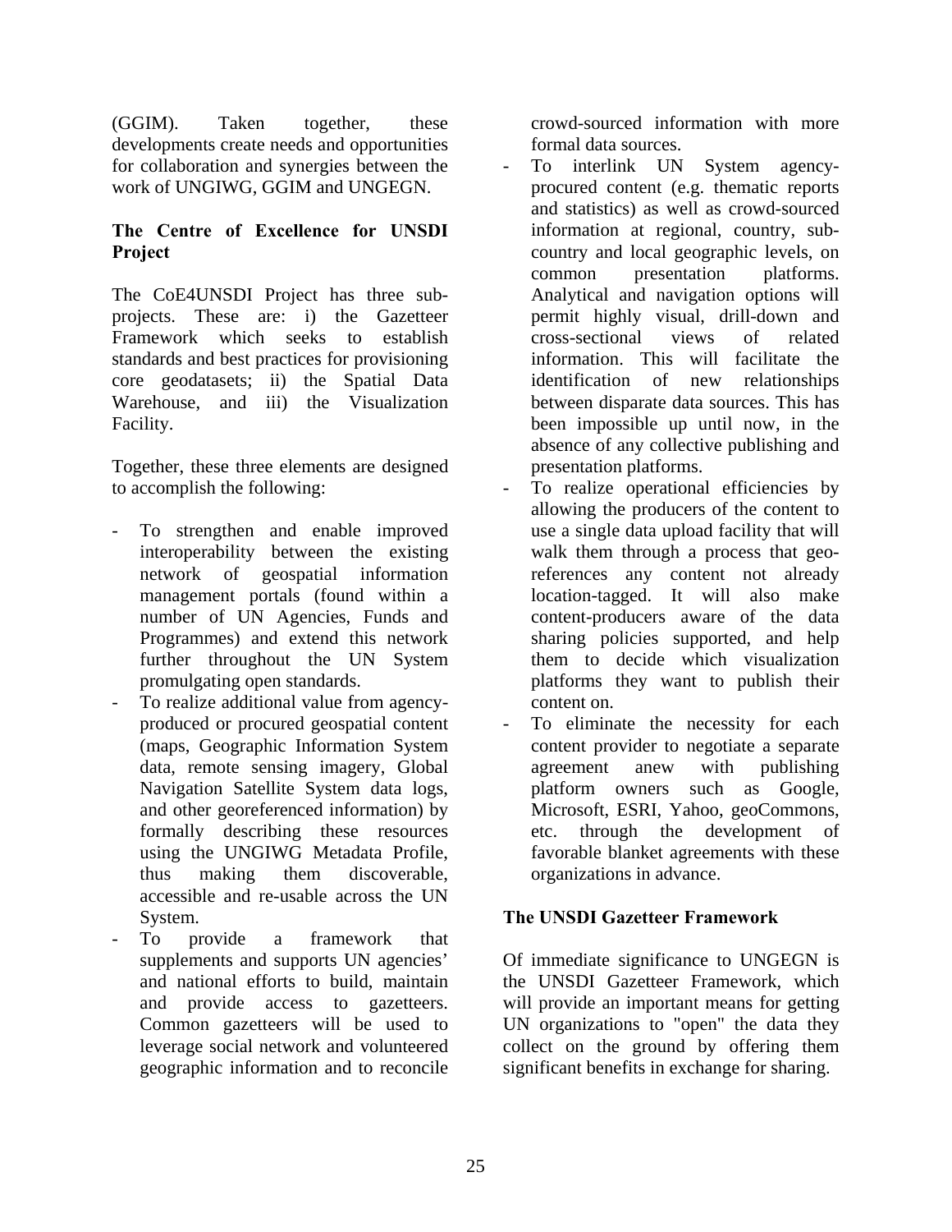(GGIM). Taken together, these developments create needs and opportunities for collaboration and synergies between the work of UNGIWG, GGIM and UNGEGN.

## The Centre of Excellence for UNSDI Project

The CoE4UNSDI Project has three sub-projects. These are: i) the Gazetteer Framework which seeks to establish standards and best practices for provisioning core geodatasets; ii) the Spatial Data Warehouse, and iii) the Visualization Facility.

Together, these three elements are designed to accomplish the following:

- To strengthen and enable improved interoperability between the existing network of geospatial information management portals (found within a number of UN Agencies, Funds and Programmes) and extend this network further throughout the UN System promulgating open standards.
- To realize additional value from agency-produced or procured geospatial content (maps, Geographic Information System data, remote sensing imagery, Global Navigation Satellite System data logs, and other georeferenced information) by formally describing these resources using the UNGIWG Metadata Profile, thus making them discoverable, accessible and re-usable across the UN System.
- To provide a framework that supplements and supports UN agencies' and national efforts to build, maintain and provide access to gazetteers. Common gazetteers will be used to leverage social network and volunteered geographic information and to reconcile crowd-sourced information with more formal data sources.
- To interlink UN System agency-procured content (e.g. thematic reports and statistics) as well as crowd-sourced information at regional, country, sub-country and local geographic levels, on common presentation platforms. Analytical and navigation options will permit highly visual, drill-down and cross-sectional views of related information. This will facilitate the identification of new relationships between disparate data sources. This has been impossible up until now, in the absence of any collective publishing and presentation platforms.
- To realize operational efficiencies by allowing the producers of the content to use a single data upload facility that will walk them through a process that geo-references any content not already location-tagged. It will also make content-producers aware of the data sharing policies supported, and help them to decide which visualization platforms they want to publish their content on.
- To eliminate the necessity for each content provider to negotiate a separate agreement anew with publishing platform owners such as Google, Microsoft, ESRI, Yahoo, geoCommons, etc. through the development of favorable blanket agreements with these organizations in advance.

## The UNSDI Gazetteer Framework

Of immediate significance to UNGEGN is the UNSDI Gazetteer Framework, which will provide an important means for getting UN organizations to "open" the data they collect on the ground by offering them significant benefits in exchange for sharing.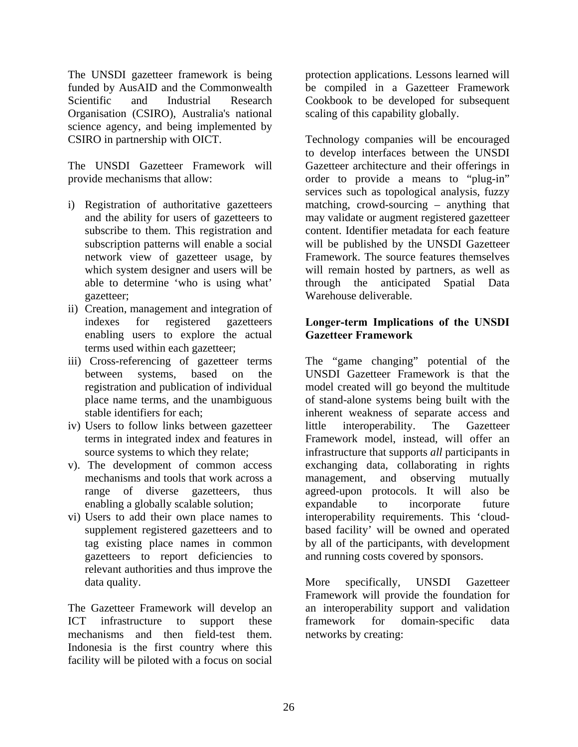The UNSDI gazetteer framework is being funded by AusAID and the Commonwealth Scientific and Industrial Research Organisation (CSIRO), Australia's national science agency, and being implemented by CSIRO in partnership with OICT.

The UNSDI Gazetteer Framework will provide mechanisms that allow:

i) Registration of authoritative gazetteers and the ability for users of gazetteers to subscribe to them. This registration and subscription patterns will enable a social network view of gazetteer usage, by which system designer and users will be able to determine 'who is using what' gazetteer;
ii) Creation, management and integration of indexes for registered gazetteers enabling users to explore the actual terms used within each gazetteer;
iii) Cross-referencing of gazetteer terms between systems, based on the registration and publication of individual place name terms, and the unambiguous stable identifiers for each;
iv) Users to follow links between gazetteer terms in integrated index and features in source systems to which they relate;
v). The development of common access mechanisms and tools that work across a range of diverse gazetteers, thus enabling a globally scalable solution;
vi) Users to add their own place names to supplement registered gazetteers and to tag existing place names in common gazetteers to report deficiencies to relevant authorities and thus improve the data quality.

The Gazetteer Framework will develop an ICT infrastructure to support these mechanisms and then field-test them. Indonesia is the first country where this facility will be piloted with a focus on social protection applications. Lessons learned will be compiled in a Gazetteer Framework Cookbook to be developed for subsequent scaling of this capability globally.

Technology companies will be encouraged to develop interfaces between the UNSDI Gazetteer architecture and their offerings in order to provide a means to "plug-in" services such as topological analysis, fuzzy matching, crowd-sourcing – anything that may validate or augment registered gazetteer content. Identifier metadata for each feature will be published by the UNSDI Gazetteer Framework. The source features themselves will remain hosted by partners, as well as through the anticipated Spatial Data Warehouse deliverable.

**Longer-term Implications of the UNSDI Gazetteer Framework**

The "game changing" potential of the UNSDI Gazetteer Framework is that the model created will go beyond the multitude of stand-alone systems being built with the inherent weakness of separate access and little interoperability. The Gazetteer Framework model, instead, will offer an infrastructure that supports *all* participants in exchanging data, collaborating in rights management, and observing mutually agreed-upon protocols. It will also be expandable to incorporate future interoperability requirements. This 'cloud-based facility' will be owned and operated by all of the participants, with development and running costs covered by sponsors.

More specifically, UNSDI Gazetteer Framework will provide the foundation for an interoperability support and validation framework for domain-specific data networks by creating: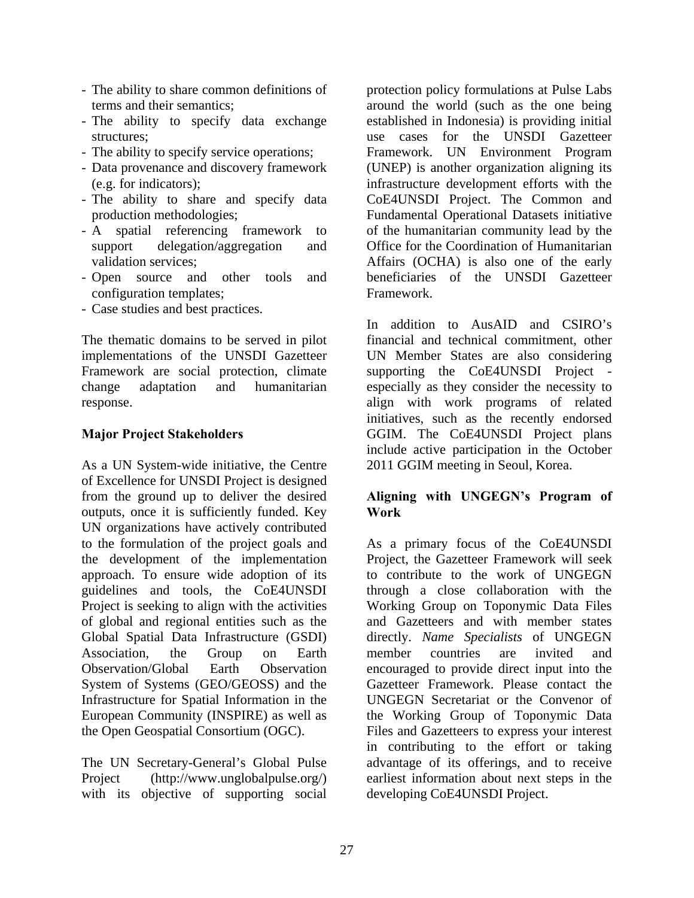- The ability to share common definitions of terms and their semantics;
- The ability to specify data exchange structures;
- The ability to specify service operations;
- Data provenance and discovery framework (e.g. for indicators);
- The ability to share and specify data production methodologies;
- A spatial referencing framework to support delegation/aggregation and validation services;
- Open source and other tools and configuration templates;
- Case studies and best practices.

The thematic domains to be served in pilot implementations of the UNSDI Gazetteer Framework are social protection, climate change adaptation and humanitarian response.

**Major Project Stakeholders**

As a UN System-wide initiative, the Centre of Excellence for UNSDI Project is designed from the ground up to deliver the desired outputs, once it is sufficiently funded. Key UN organizations have actively contributed to the formulation of the project goals and the development of the implementation approach. To ensure wide adoption of its guidelines and tools, the CoE4UNSDI Project is seeking to align with the activities of global and regional entities such as the Global Spatial Data Infrastructure (GSDI) Association, the Group on Earth Observation/Global Earth Observation System of Systems (GEO/GEOSS) and the Infrastructure for Spatial Information in the European Community (INSPIRE) as well as the Open Geospatial Consortium (OGC).

The UN Secretary-General's Global Pulse Project (http://www.unglobalpulse.org/) with its objective of supporting social protection policy formulations at Pulse Labs around the world (such as the one being established in Indonesia) is providing initial use cases for the UNSDI Gazetteer Framework. UN Environment Program (UNEP) is another organization aligning its infrastructure development efforts with the CoE4UNSDI Project. The Common and Fundamental Operational Datasets initiative of the humanitarian community lead by the Office for the Coordination of Humanitarian Affairs (OCHA) is also one of the early beneficiaries of the UNSDI Gazetteer Framework.

In addition to AusAID and CSIRO's financial and technical commitment, other UN Member States are also considering supporting the CoE4UNSDI Project - especially as they consider the necessity to align with work programs of related initiatives, such as the recently endorsed GGIM. The CoE4UNSDI Project plans include active participation in the October 2011 GGIM meeting in Seoul, Korea.

**Aligning with UNGEGN's Program of Work**

As a primary focus of the CoE4UNSDI Project, the Gazetteer Framework will seek to contribute to the work of UNGEGN through a close collaboration with the Working Group on Toponymic Data Files and Gazetteers and with member states directly. *Name Specialists* of UNGEGN member countries are invited and encouraged to provide direct input into the Gazetteer Framework. Please contact the UNGEGN Secretariat or the Convenor of the Working Group of Toponymic Data Files and Gazetteers to express your interest in contributing to the effort or taking advantage of its offerings, and to receive earliest information about next steps in the developing CoE4UNSDI Project.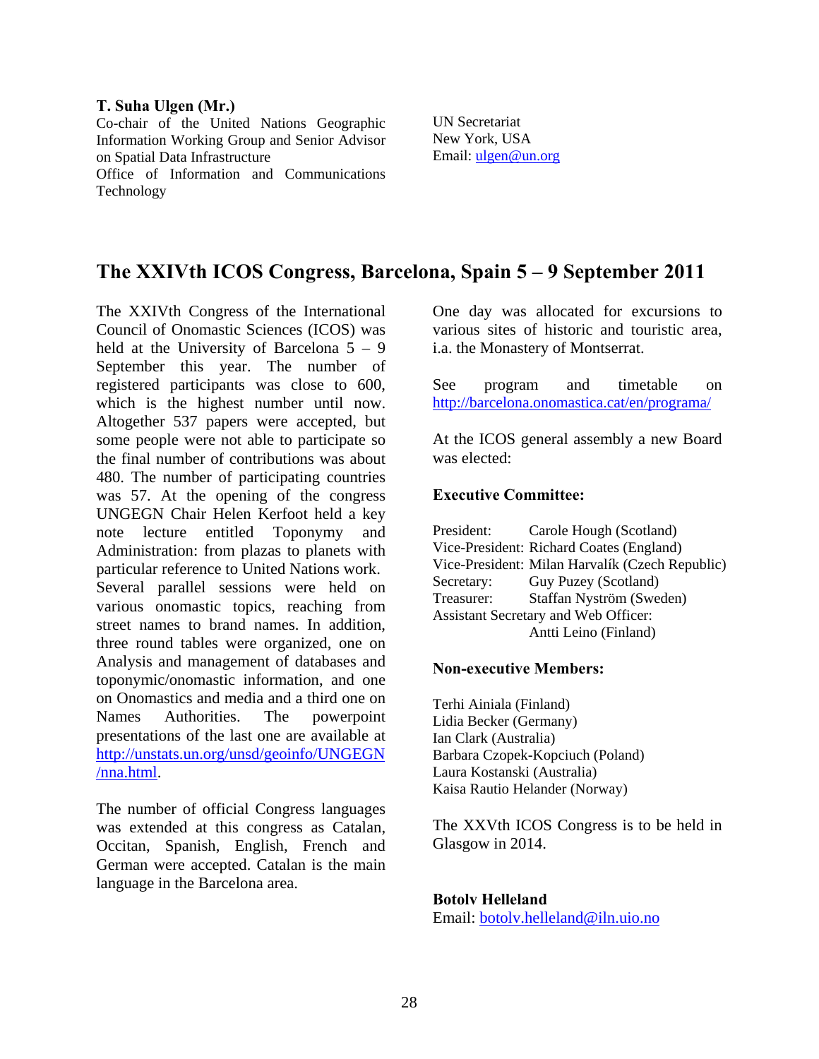**T. Suha Ulgen (Mr.)**
Co-chair of the United Nations Geographic Information Working Group and Senior Advisor on Spatial Data Infrastructure
Office of Information and Communications Technology

UN Secretariat
New York, USA
Email: ulgen@un.org

## The XXIVth ICOS Congress, Barcelona, Spain 5 – 9 September 2011

The XXIVth Congress of the International Council of Onomastic Sciences (ICOS) was held at the University of Barcelona 5 – 9 September this year. The number of registered participants was close to 600, which is the highest number until now. Altogether 537 papers were accepted, but some people were not able to participate so the final number of contributions was about 480. The number of participating countries was 57. At the opening of the congress UNGEGN Chair Helen Kerfoot held a key note lecture entitled Toponymy and Administration: from plazas to planets with particular reference to United Nations work. Several parallel sessions were held on various onomastic topics, reaching from street names to brand names. In addition, three round tables were organized, one on Analysis and management of databases and toponymic/onomastic information, and one on Onomastics and media and a third one on Names Authorities. The powerpoint presentations of the last one are available at http://unstats.un.org/unsd/geoinfo/UNGEGN/nna.html.

The number of official Congress languages was extended at this congress as Catalan, Occitan, Spanish, English, French and German were accepted. Catalan is the main language in the Barcelona area.

One day was allocated for excursions to various sites of historic and touristic area, i.a. the Monastery of Montserrat.

See program and timetable on http://barcelona.onomastica.cat/en/programa/

At the ICOS general assembly a new Board was elected:

**Executive Committee:**

President: Carole Hough (Scotland)
Vice-President: Richard Coates (England)
Vice-President: Milan Harvalík (Czech Republic)
Secretary: Guy Puzey (Scotland)
Treasurer: Staffan Nyström (Sweden)
Assistant Secretary and Web Officer: Antti Leino (Finland)

**Non-executive Members:**

Terhi Ainiala (Finland)
Lidia Becker (Germany)
Ian Clark (Australia)
Barbara Czopek-Kopciuch (Poland)
Laura Kostanski (Australia)
Kaisa Rautio Helander (Norway)

The XXVth ICOS Congress is to be held in Glasgow in 2014.

**Botolv Helleland**
Email: botolv.helleland@iln.uio.no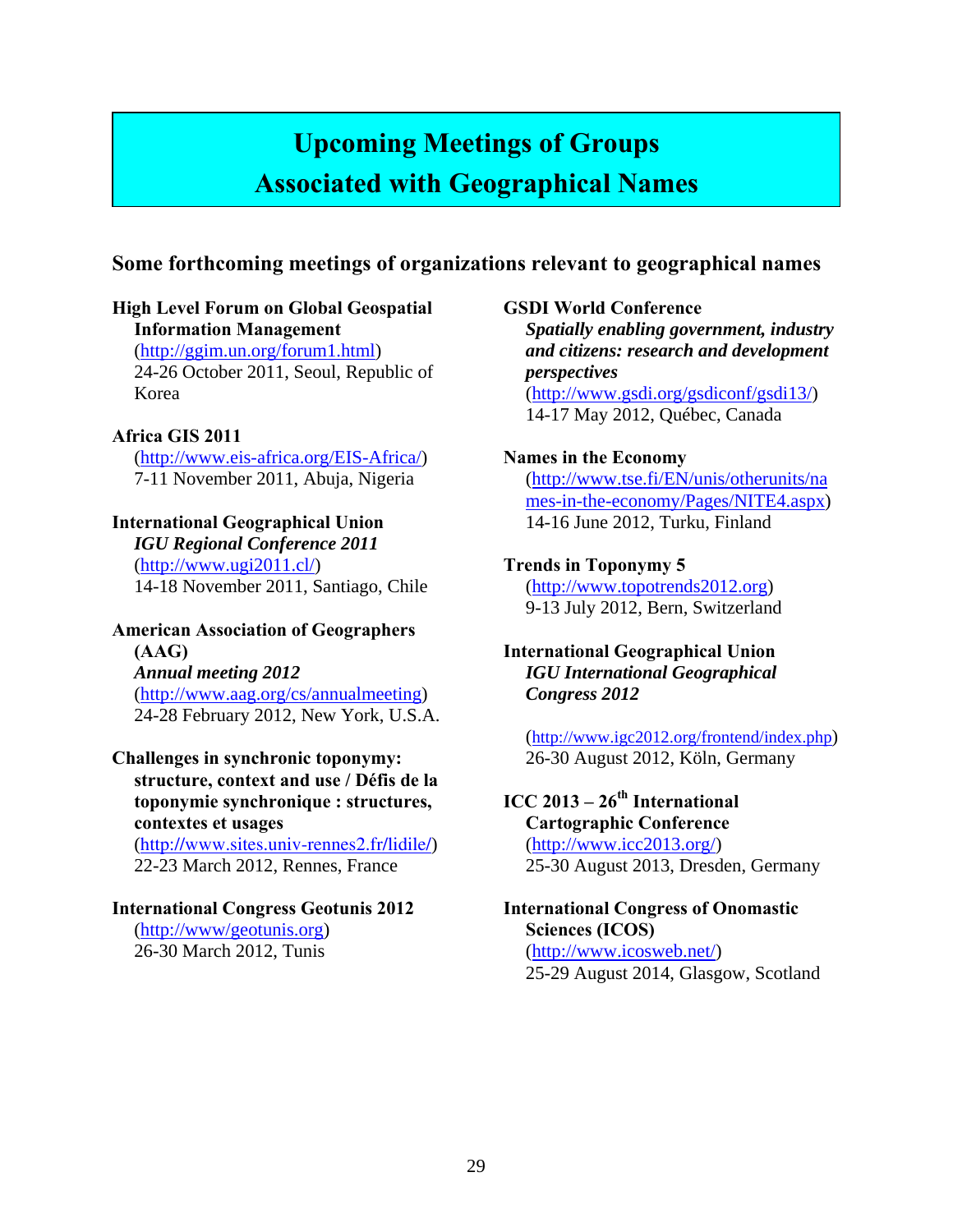# Upcoming Meetings of Groups Associated with Geographical Names

## Some forthcoming meetings of organizations relevant to geographical names

**High Level Forum on Global Geospatial Information Management**
(http://ggim.un.org/forum1.html)
24-26 October 2011, Seoul, Republic of Korea

**Africa GIS 2011**
(http://www.eis-africa.org/EIS-Africa/)
7-11 November 2011, Abuja, Nigeria

**International Geographical Union**
***IGU Regional Conference 2011***
(http://www.ugi2011.cl/)
14-18 November 2011, Santiago, Chile

**American Association of Geographers (AAG)**
***Annual meeting 2012***
(http://www.aag.org/cs/annualmeeting)
24-28 February 2012, New York, U.S.A.

**Challenges in synchronic toponymy: structure, context and use / Défis de la toponymie synchronique : structures, contextes et usages**
(http://www.sites.univ-rennes2.fr/lidile/)
22-23 March 2012, Rennes, France

**International Congress Geotunis 2012**
(http://www/geotunis.org)
26-30 March 2012, Tunis

**GSDI World Conference**
***Spatially enabling government, industry and citizens: research and development perspectives***
(http://www.gsdi.org/gsdiconf/gsdi13/)
14-17 May 2012, Québec, Canada

**Names in the Economy**
(http://www.tse.fi/EN/unis/otherunits/names-in-the-economy/Pages/NITE4.aspx)
14-16 June 2012, Turku, Finland

**Trends in Toponymy 5**
(http://www.topotrends2012.org)
9-13 July 2012, Bern, Switzerland

**International Geographical Union**
***IGU International Geographical Congress 2012***
(http://www.igc2012.org/frontend/index.php)
26-30 August 2012, Köln, Germany

**ICC 2013 – 26th International Cartographic Conference**
(http://www.icc2013.org/)
25-30 August 2013, Dresden, Germany

**International Congress of Onomastic Sciences (ICOS)**
(http://www.icosweb.net/)
25-29 August 2014, Glasgow, Scotland